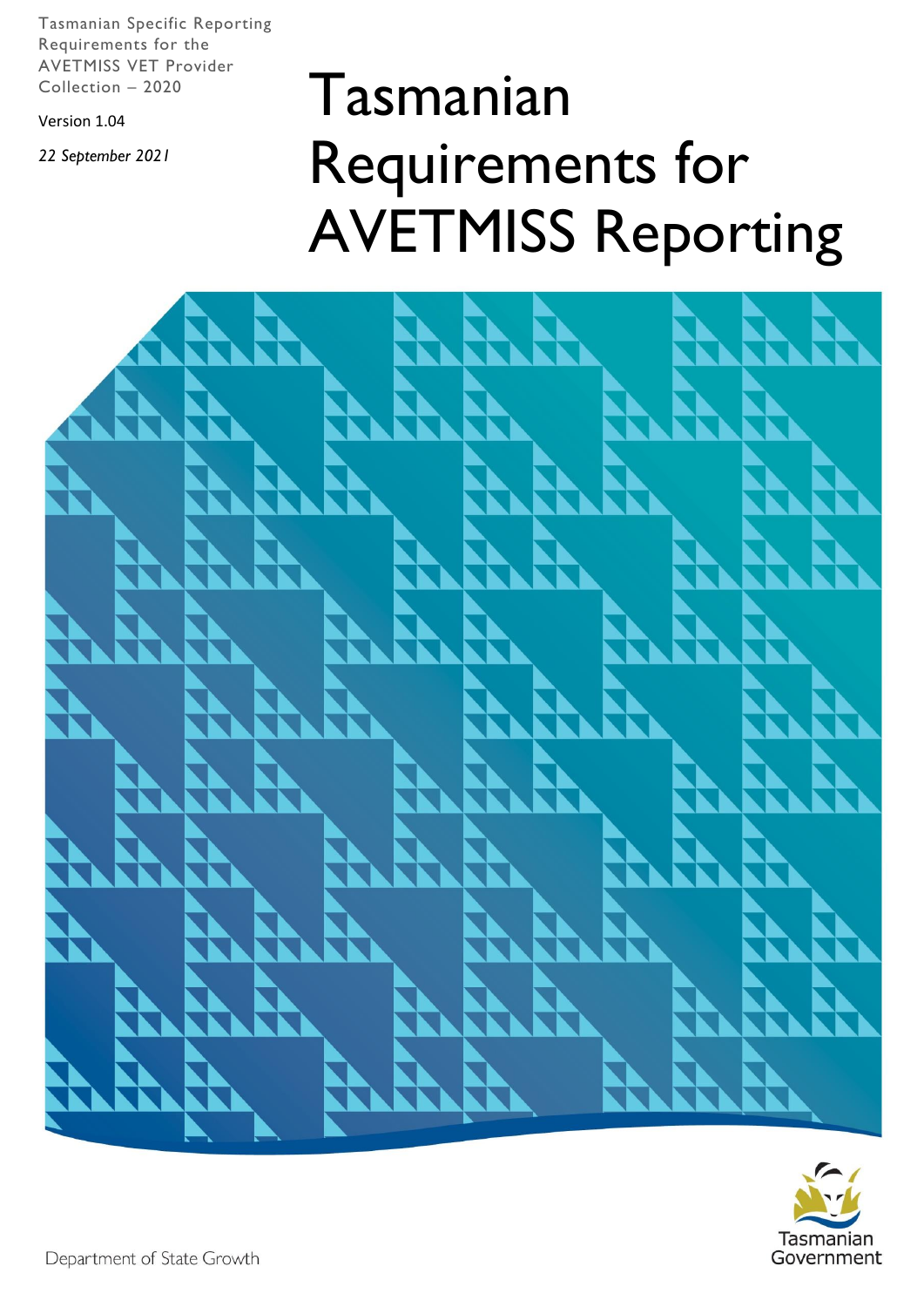Tasmanian Specific Reporting Requirements for the AVETMISS VET Provider Collection – 2020

Version 1.04

*22 September 2021*

# Tasmanian Requirements for AVETMISS Reporting

Department of State Growth

Tasmanian Government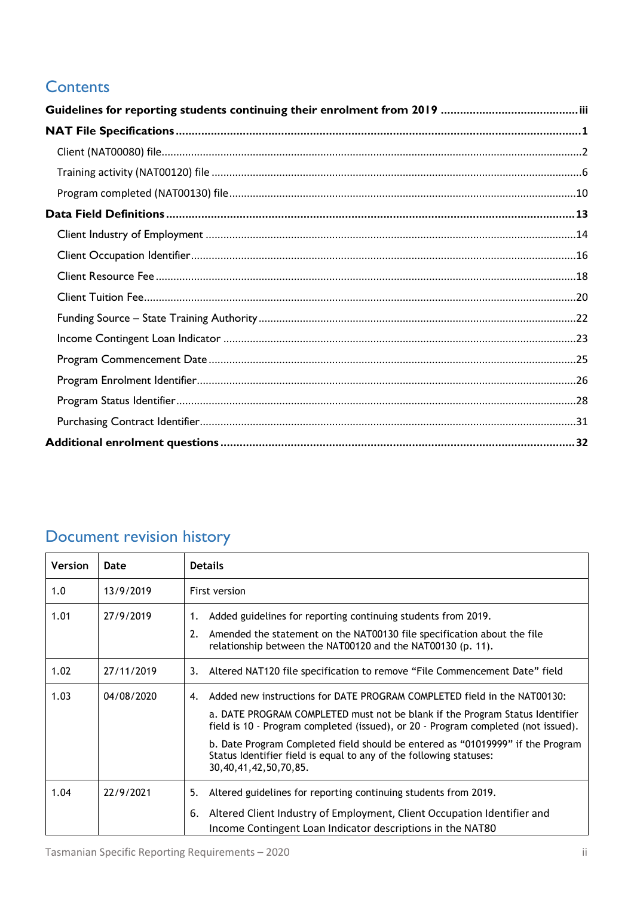# Contents

**Guidelines for reporting students continuing their enrolment from 2019 .......... iii**

**NAT File Specifications .......... 1**

Client (NAT00080) file .......... 2

Training activity (NAT00120) file .......... 6

Program completed (NAT00130) file .......... 10

**Data Field Definitions .......... 13**

Client Industry of Employment .......... 14

Client Occupation Identifier .......... 16

Client Resource Fee .......... 18

Client Tuition Fee .......... 20

Funding Source – State Training Authority .......... 22

Income Contingent Loan Indicator .......... 23

Program Commencement Date .......... 25

Program Enrolment Identifier .......... 26

Program Status Identifier .......... 28

Purchasing Contract Identifier .......... 31

**Additional enrolment questions .......... 32**

# Document revision history

| Version | Date | Details |
|---|---|---|
| 1.0 | 13/9/2019 | First version |
| 1.01 | 27/9/2019 | 1. Added guidelines for reporting continuing students from 2019.<br>2. Amended the statement on the NAT00130 file specification about the file relationship between the NAT00120 and the NAT00130 (p. 11). |
| 1.02 | 27/11/2019 | 3. Altered NAT120 file specification to remove “File Commencement Date” field |
| 1.03 | 04/08/2020 | 4. Added new instructions for DATE PROGRAM COMPLETED field in the NAT00130:<br>a. DATE PROGRAM COMPLETED must not be blank if the Program Status Identifier field is 10 - Program completed (issued), or 20 - Program completed (not issued).<br>b. Date Program Completed field should be entered as “01019999” if the Program Status Identifier field is equal to any of the following statuses: 30,40,41,42,50,70,85. |
| 1.04 | 22/9/2021 | 5. Altered guidelines for reporting continuing students from 2019.<br>6. Altered Client Industry of Employment, Client Occupation Identifier and Income Contingent Loan Indicator descriptions in the NAT80 |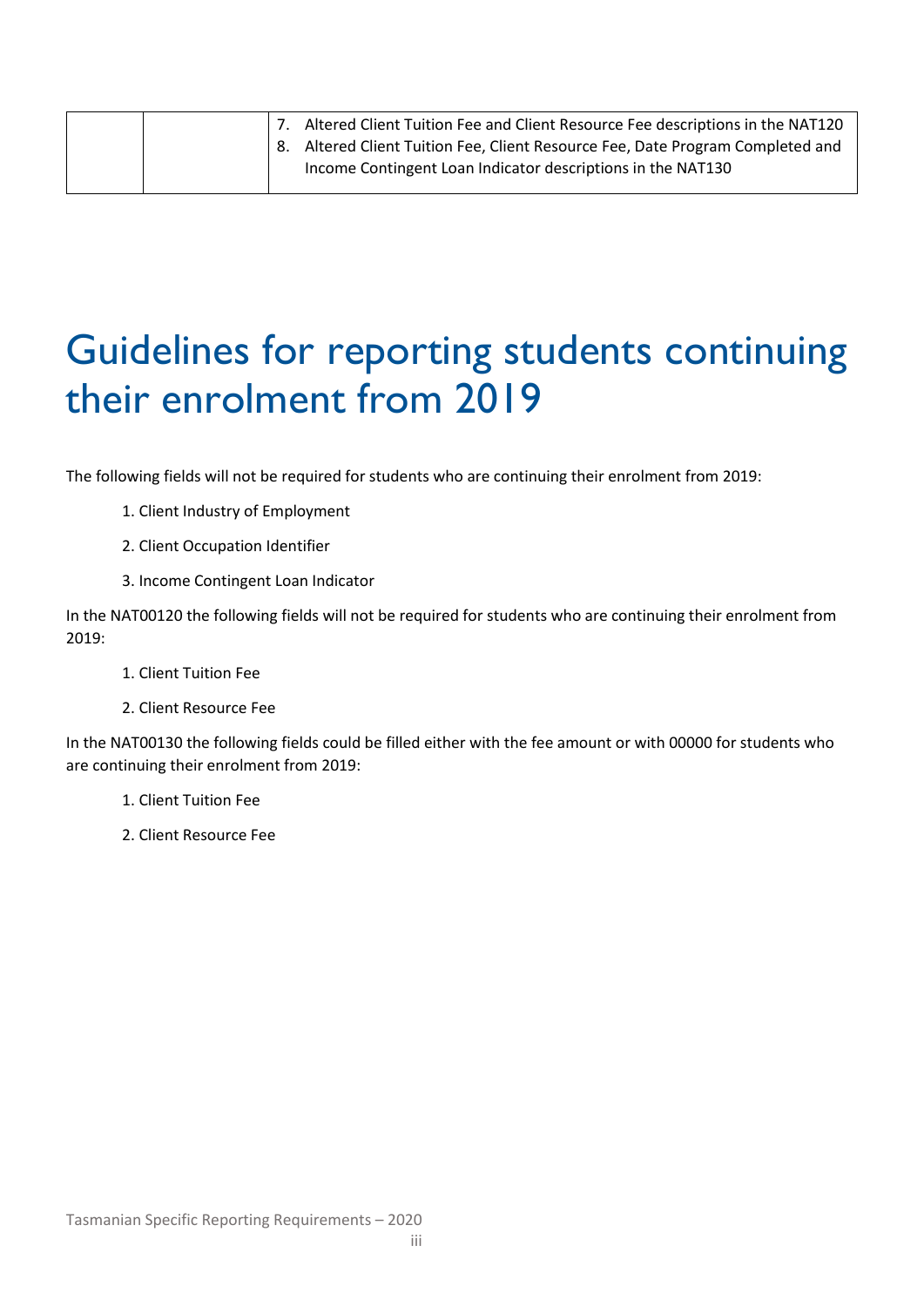|  |  | 7. Altered Client Tuition Fee and Client Resource Fee descriptions in the NAT120<br>8. Altered Client Tuition Fee, Client Resource Fee, Date Program Completed and Income Contingent Loan Indicator descriptions in the NAT130 |
|---|---|---|

# Guidelines for reporting students continuing their enrolment from 2019

The following fields will not be required for students who are continuing their enrolment from 2019:

1. Client Industry of Employment
2. Client Occupation Identifier
3. Income Contingent Loan Indicator

In the NAT00120 the following fields will not be required for students who are continuing their enrolment from 2019:

1. Client Tuition Fee
2. Client Resource Fee

In the NAT00130 the following fields could be filled either with the fee amount or with 00000 for students who are continuing their enrolment from 2019:

1. Client Tuition Fee
2. Client Resource Fee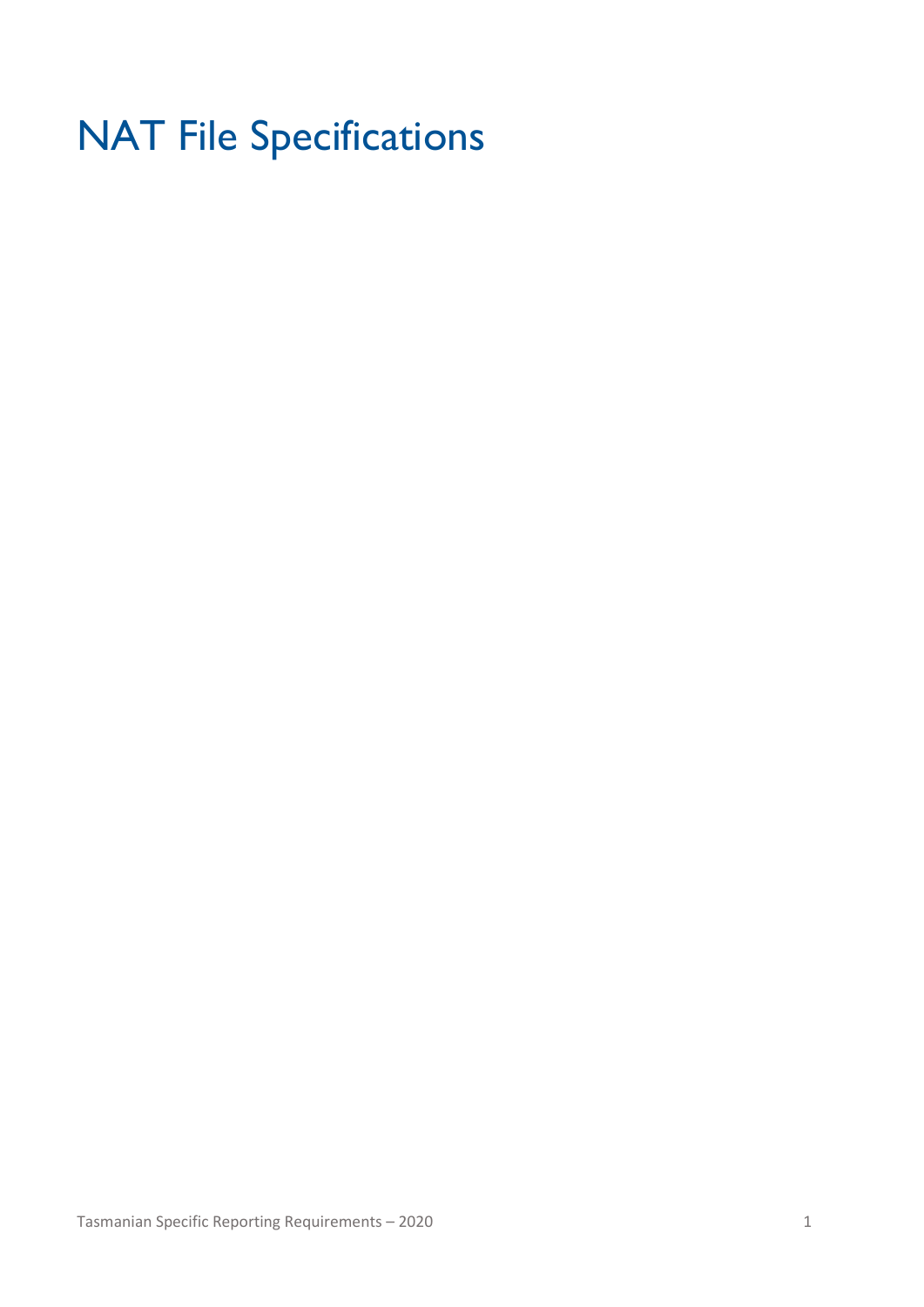# NAT File Specifications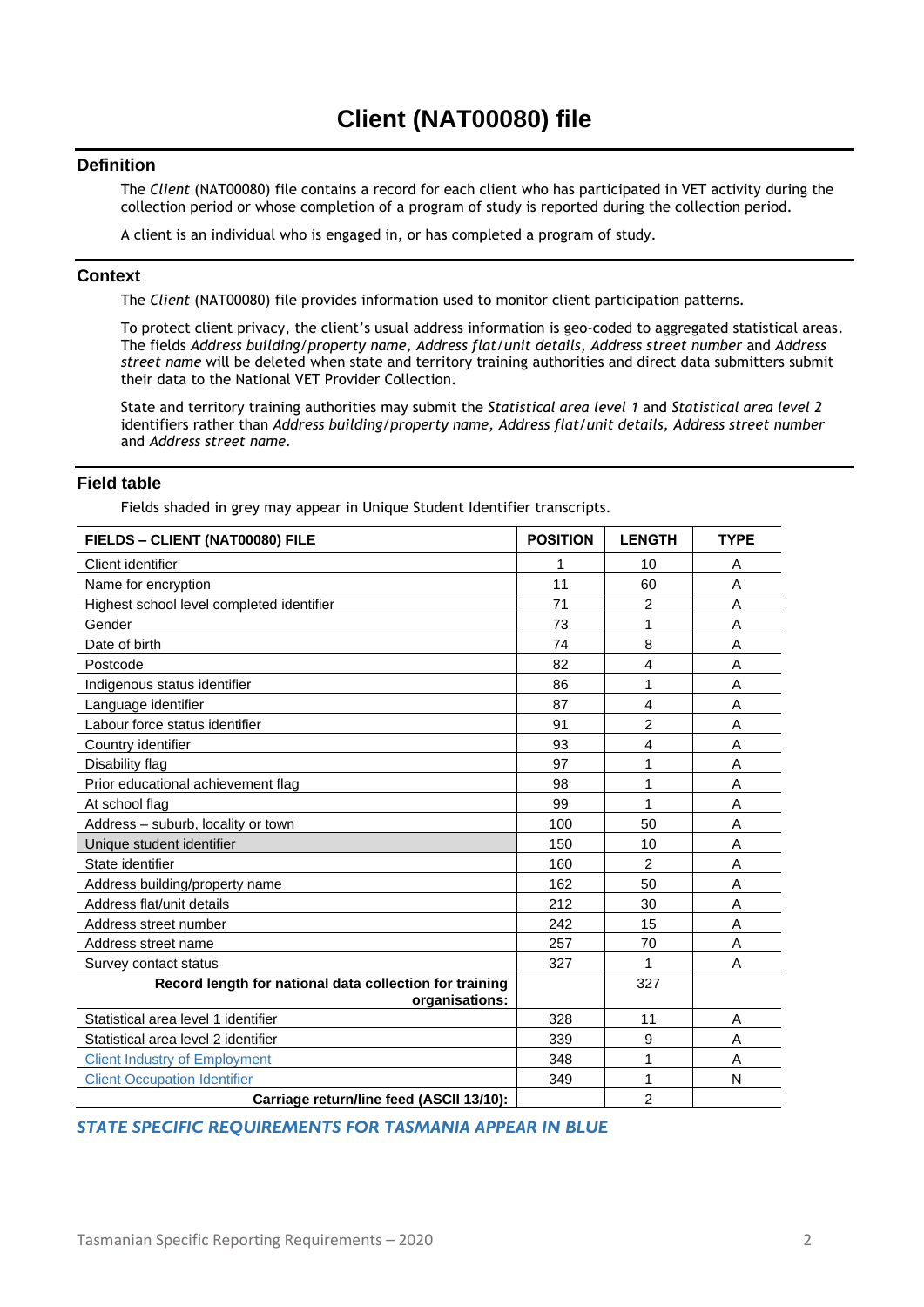# Client (NAT00080) file

## Definition

The *Client* (NAT00080) file contains a record for each client who has participated in VET activity during the collection period or whose completion of a program of study is reported during the collection period.

A client is an individual who is engaged in, or has completed a program of study.

## Context

The *Client* (NAT00080) file provides information used to monitor client participation patterns.

To protect client privacy, the client's usual address information is geo-coded to aggregated statistical areas. The fields *Address building/property name, Address flat/unit details, Address street number* and *Address street name* will be deleted when state and territory training authorities and direct data submitters submit their data to the National VET Provider Collection.

State and territory training authorities may submit the *Statistical area level 1* and *Statistical area level 2* identifiers rather than *Address building/property name, Address flat/unit details, Address street number* and *Address street name.*

## Field table

Fields shaded in grey may appear in Unique Student Identifier transcripts.

| FIELDS – CLIENT (NAT00080) FILE | POSITION | LENGTH | TYPE |
|---|---|---|---|
| Client identifier | 1 | 10 | A |
| Name for encryption | 11 | 60 | A |
| Highest school level completed identifier | 71 | 2 | A |
| Gender | 73 | 1 | A |
| Date of birth | 74 | 8 | A |
| Postcode | 82 | 4 | A |
| Indigenous status identifier | 86 | 1 | A |
| Language identifier | 87 | 4 | A |
| Labour force status identifier | 91 | 2 | A |
| Country identifier | 93 | 4 | A |
| Disability flag | 97 | 1 | A |
| Prior educational achievement flag | 98 | 1 | A |
| At school flag | 99 | 1 | A |
| Address – suburb, locality or town | 100 | 50 | A |
| Unique student identifier | 150 | 10 | A |
| State identifier | 160 | 2 | A |
| Address building/property name | 162 | 50 | A |
| Address flat/unit details | 212 | 30 | A |
| Address street number | 242 | 15 | A |
| Address street name | 257 | 70 | A |
| Survey contact status | 327 | 1 | A |
| **Record length for national data collection for training organisations:** | | 327 | |
| Statistical area level 1 identifier | 328 | 11 | A |
| Statistical area level 2 identifier | 339 | 9 | A |
| Client Industry of Employment | 348 | 1 | A |
| Client Occupation Identifier | 349 | 1 | N |
| **Carriage return/line feed (ASCII 13/10):** | | 2 | |

***STATE SPECIFIC REQUIREMENTS FOR TASMANIA APPEAR IN BLUE***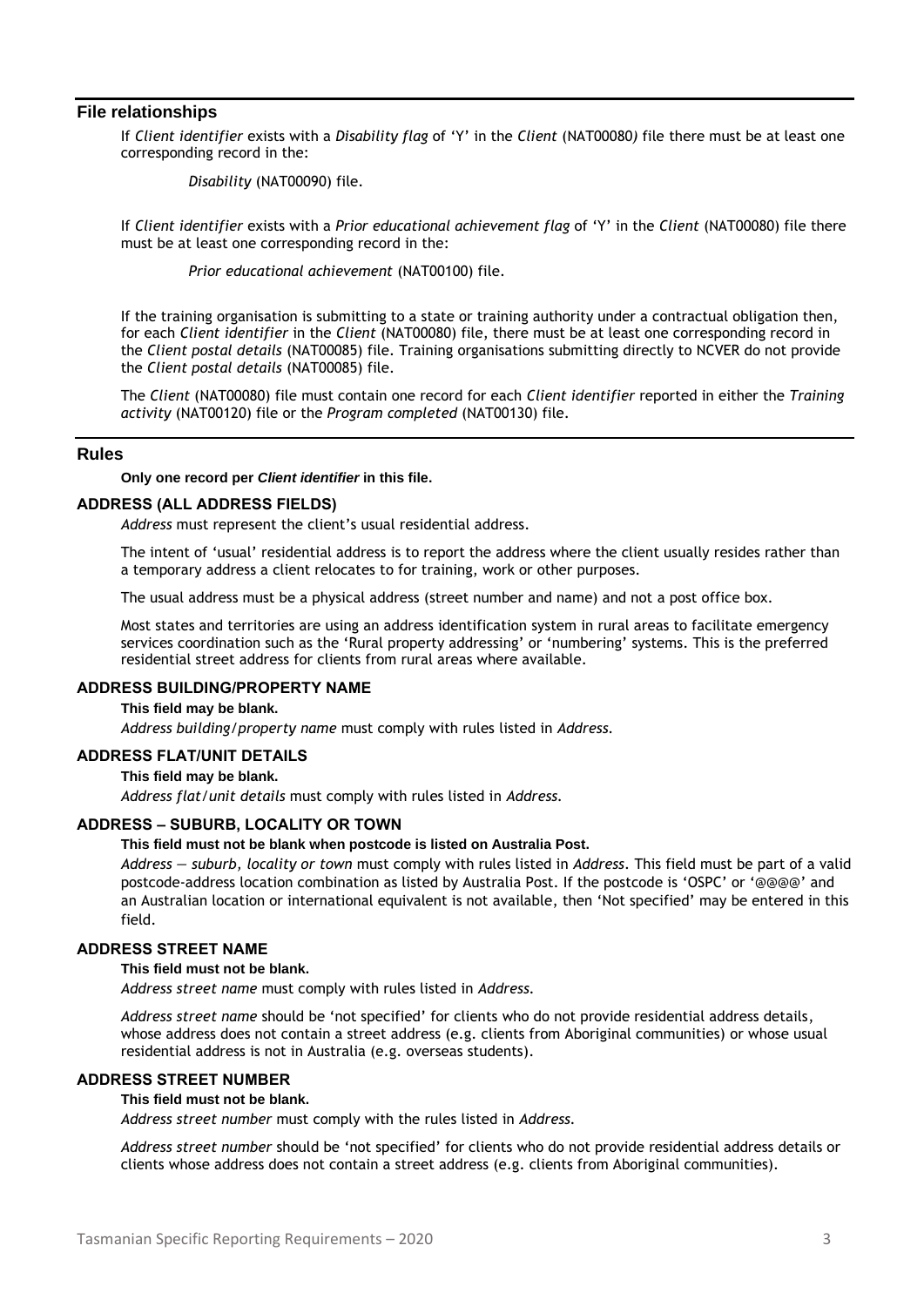## File relationships

If *Client identifier* exists with a *Disability flag* of 'Y' in the *Client* (NAT00080*)* file there must be at least one corresponding record in the:

*Disability* (NAT00090) file.

If *Client identifier* exists with a *Prior educational achievement flag* of 'Y' in the *Client* (NAT00080) file there must be at least one corresponding record in the:

*Prior educational achievement* (NAT00100) file.

If the training organisation is submitting to a state or training authority under a contractual obligation then, for each *Client identifier* in the *Client* (NAT00080) file, there must be at least one corresponding record in the *Client postal details* (NAT00085) file. Training organisations submitting directly to NCVER do not provide the *Client postal details* (NAT00085) file.

The *Client* (NAT00080) file must contain one record for each *Client identifier* reported in either the *Training activity* (NAT00120) file or the *Program completed* (NAT00130) file.

## Rules

**Only one record per *Client identifier* in this file.**

### ADDRESS (ALL ADDRESS FIELDS)

*Address* must represent the client's usual residential address.

The intent of 'usual' residential address is to report the address where the client usually resides rather than a temporary address a client relocates to for training, work or other purposes.

The usual address must be a physical address (street number and name) and not a post office box.

Most states and territories are using an address identification system in rural areas to facilitate emergency services coordination such as the 'Rural property addressing' or 'numbering' systems. This is the preferred residential street address for clients from rural areas where available.

### ADDRESS BUILDING/PROPERTY NAME

**This field may be blank.**

*Address building/property name* must comply with rules listed in *Address.*

### ADDRESS FLAT/UNIT DETAILS

**This field may be blank.**

*Address flat/unit details* must comply with rules listed in *Address.*

### ADDRESS – SUBURB, LOCALITY OR TOWN

**This field must not be blank when postcode is listed on Australia Post.**

*Address — suburb, locality or town* must comply with rules listed in *Address*. This field must be part of a valid postcode-address location combination as listed by Australia Post. If the postcode is 'OSPC' or '@@@@' and an Australian location or international equivalent is not available, then 'Not specified' may be entered in this field.

### ADDRESS STREET NAME

**This field must not be blank.**

*Address street name* must comply with rules listed in *Address.*

*Address street name* should be 'not specified' for clients who do not provide residential address details, whose address does not contain a street address (e.g. clients from Aboriginal communities) or whose usual residential address is not in Australia (e.g. overseas students).

### ADDRESS STREET NUMBER

**This field must not be blank.**

*Address street number* must comply with the rules listed in *Address.*

*Address street number* should be 'not specified' for clients who do not provide residential address details or clients whose address does not contain a street address (e.g. clients from Aboriginal communities).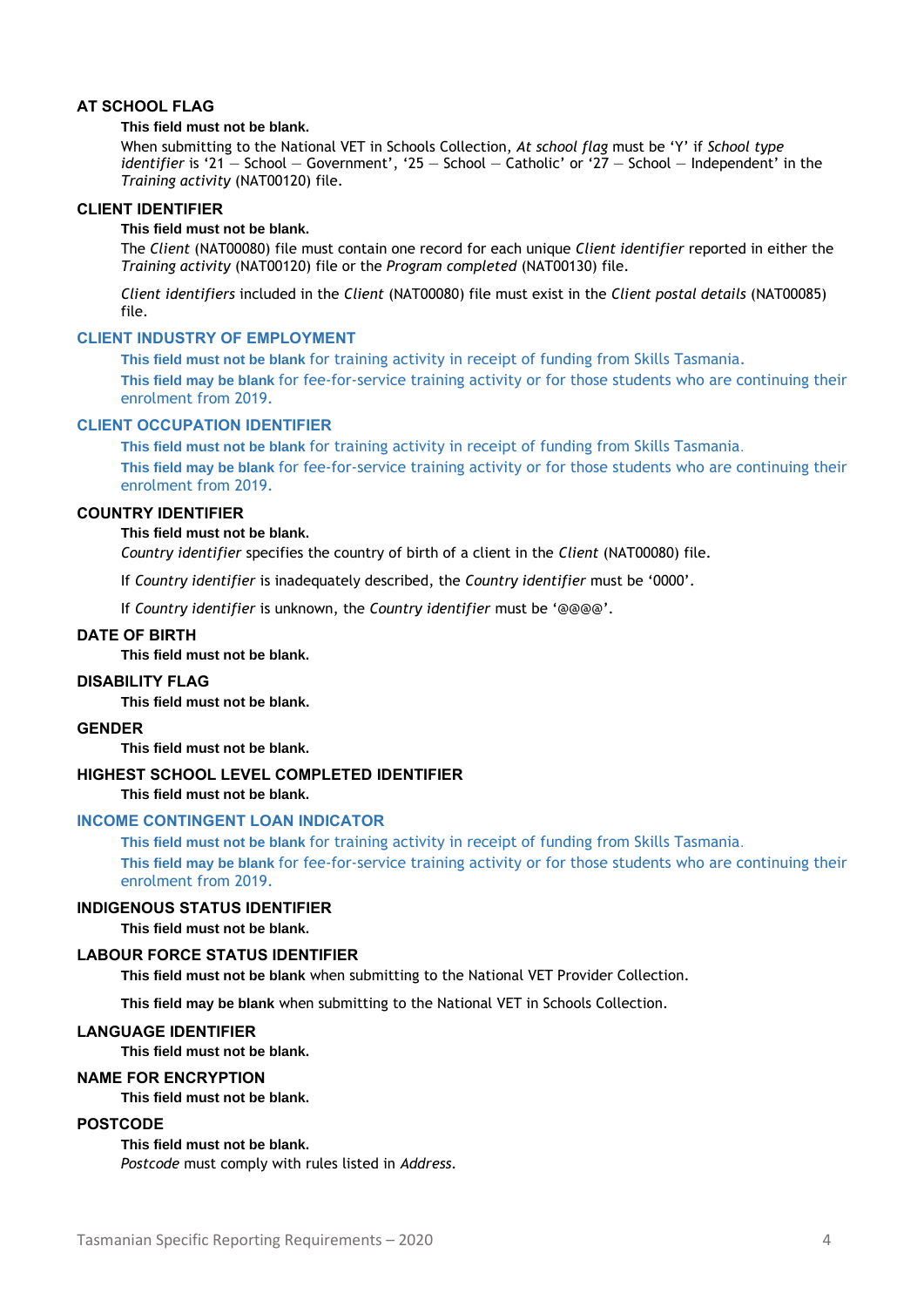### AT SCHOOL FLAG

**This field must not be blank.**

When submitting to the National VET in Schools Collection, *At school flag* must be 'Y' if *School type identifier* is '21 — School — Government', '25 — School — Catholic' or '27 — School — Independent' in the *Training activity* (NAT00120) file.

### CLIENT IDENTIFIER

**This field must not be blank.**

The *Client* (NAT00080) file must contain one record for each unique *Client identifier* reported in either the *Training activity* (NAT00120) file or the *Program completed* (NAT00130) file.

*Client identifiers* included in the *Client* (NAT00080) file must exist in the *Client postal details* (NAT00085) file.

### CLIENT INDUSTRY OF EMPLOYMENT

**This field must not be blank** for training activity in receipt of funding from Skills Tasmania.

**This field may be blank** for fee-for-service training activity or for those students who are continuing their enrolment from 2019.

### CLIENT OCCUPATION IDENTIFIER

**This field must not be blank** for training activity in receipt of funding from Skills Tasmania.

**This field may be blank** for fee-for-service training activity or for those students who are continuing their enrolment from 2019.

### COUNTRY IDENTIFIER

**This field must not be blank.**

*Country identifier* specifies the country of birth of a client in the *Client* (NAT00080) file.

If *Country identifier* is inadequately described, the *Country identifier* must be '0000'.

If *Country identifier* is unknown, the *Country identifier* must be '@@@@'.

### DATE OF BIRTH

**This field must not be blank.**

### DISABILITY FLAG

**This field must not be blank.**

### GENDER

**This field must not be blank.**

### HIGHEST SCHOOL LEVEL COMPLETED IDENTIFIER

**This field must not be blank.**

### INCOME CONTINGENT LOAN INDICATOR

**This field must not be blank** for training activity in receipt of funding from Skills Tasmania.

**This field may be blank** for fee-for-service training activity or for those students who are continuing their enrolment from 2019.

### INDIGENOUS STATUS IDENTIFIER

**This field must not be blank.**

### LABOUR FORCE STATUS IDENTIFIER

**This field must not be blank** when submitting to the National VET Provider Collection.

**This field may be blank** when submitting to the National VET in Schools Collection.

### LANGUAGE IDENTIFIER

**This field must not be blank.**

### NAME FOR ENCRYPTION

**This field must not be blank.**

### POSTCODE

**This field must not be blank.**

*Postcode* must comply with rules listed in *Address*.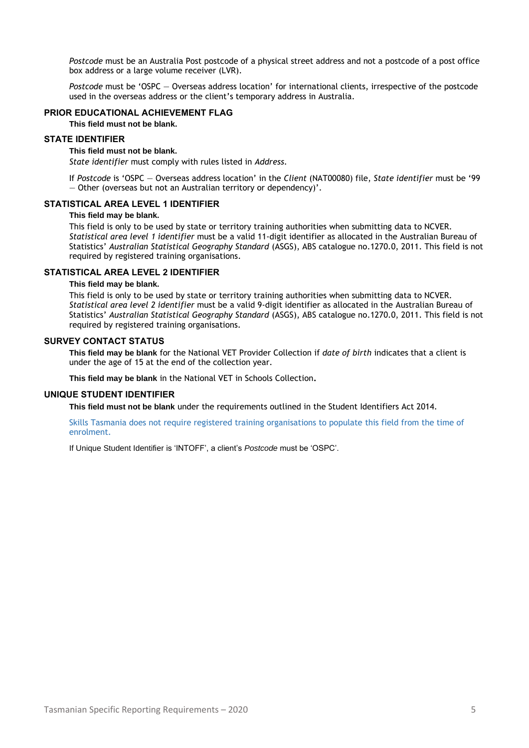*Postcode* must be an Australia Post postcode of a physical street address and not a postcode of a post office box address or a large volume receiver (LVR).

*Postcode* must be 'OSPC — Overseas address location' for international clients, irrespective of the postcode used in the overseas address or the client's temporary address in Australia.

### PRIOR EDUCATIONAL ACHIEVEMENT FLAG

**This field must not be blank.**

### STATE IDENTIFIER

**This field must not be blank.**

*State identifier* must comply with rules listed in *Address*.

If *Postcode* is 'OSPC — Overseas address location' in the *Client* (NAT00080) file, *State identifier* must be '99 — Other (overseas but not an Australian territory or dependency)'.

### STATISTICAL AREA LEVEL 1 IDENTIFIER

**This field may be blank.**

This field is only to be used by state or territory training authorities when submitting data to NCVER. *Statistical area level 1 identifier* must be a valid 11-digit identifier as allocated in the Australian Bureau of Statistics' *Australian Statistical Geography Standard* (ASGS), ABS catalogue no.1270.0, 2011. This field is not required by registered training organisations.

### STATISTICAL AREA LEVEL 2 IDENTIFIER

**This field may be blank.**

This field is only to be used by state or territory training authorities when submitting data to NCVER. *Statistical area level 2 identifier* must be a valid 9-digit identifier as allocated in the Australian Bureau of Statistics' *Australian Statistical Geography Standard* (ASGS), ABS catalogue no.1270.0, 2011. This field is not required by registered training organisations.

### SURVEY CONTACT STATUS

**This field may be blank** for the National VET Provider Collection if *date of birth* indicates that a client is under the age of 15 at the end of the collection year.

**This field may be blank** in the National VET in Schools Collection.

### UNIQUE STUDENT IDENTIFIER

**This field must not be blank** under the requirements outlined in the Student Identifiers Act 2014.

Skills Tasmania does not require registered training organisations to populate this field from the time of enrolment.

If Unique Student Identifier is 'INTOFF', a client's *Postcode* must be 'OSPC'.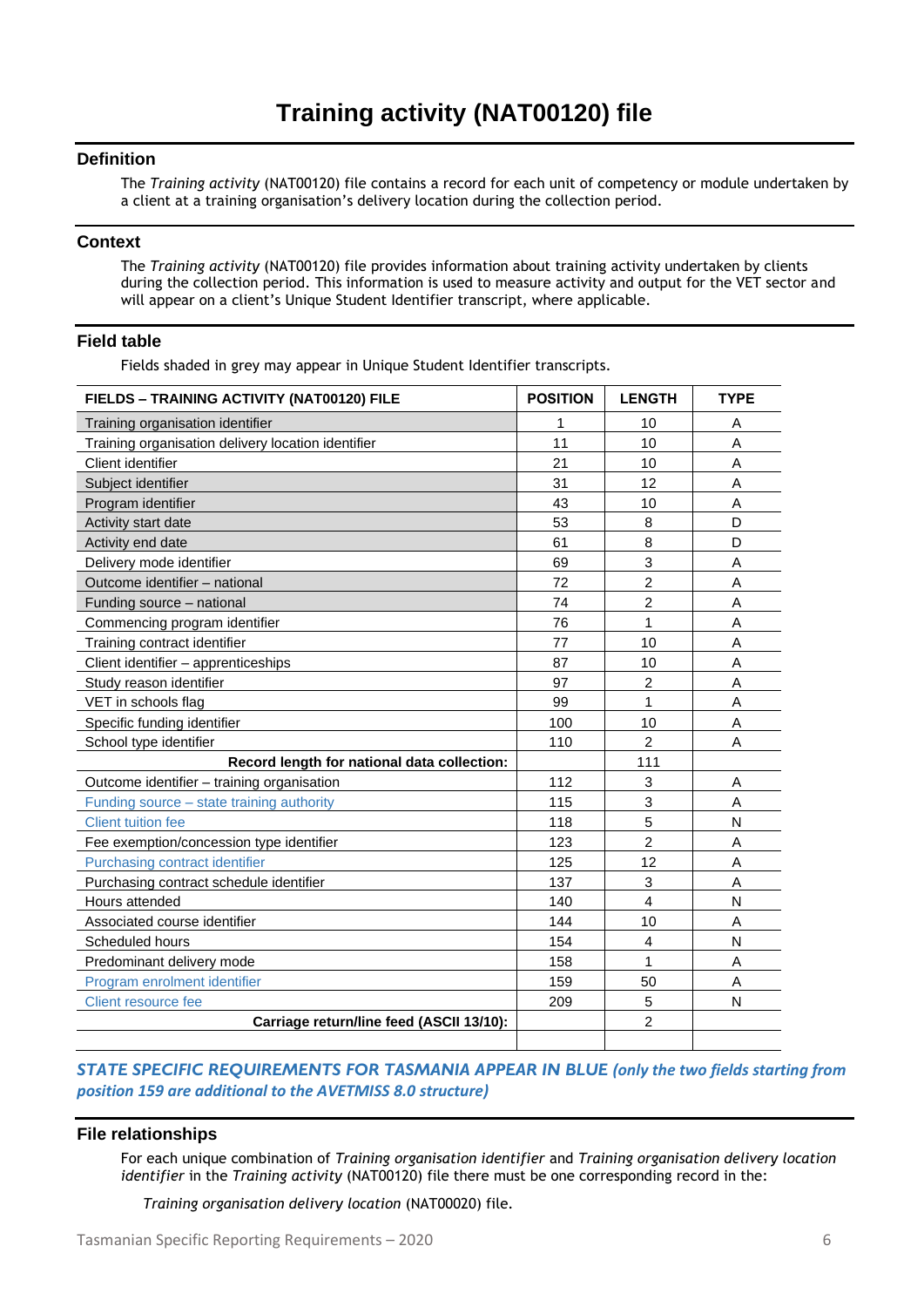# Training activity (NAT00120) file

## Definition

The *Training activity* (NAT00120) file contains a record for each unit of competency or module undertaken by a client at a training organisation's delivery location during the collection period.

## Context

The *Training activity* (NAT00120) file provides information about training activity undertaken by clients during the collection period. This information is used to measure activity and output for the VET sector and will appear on a client's Unique Student Identifier transcript, where applicable.

## Field table

Fields shaded in grey may appear in Unique Student Identifier transcripts.

| FIELDS – TRAINING ACTIVITY (NAT00120) FILE | POSITION | LENGTH | TYPE |
|---|---|---|---|
| Training organisation identifier | 1 | 10 | A |
| Training organisation delivery location identifier | 11 | 10 | A |
| Client identifier | 21 | 10 | A |
| Subject identifier | 31 | 12 | A |
| Program identifier | 43 | 10 | A |
| Activity start date | 53 | 8 | D |
| Activity end date | 61 | 8 | D |
| Delivery mode identifier | 69 | 3 | A |
| Outcome identifier – national | 72 | 2 | A |
| Funding source – national | 74 | 2 | A |
| Commencing program identifier | 76 | 1 | A |
| Training contract identifier | 77 | 10 | A |
| Client identifier – apprenticeships | 87 | 10 | A |
| Study reason identifier | 97 | 2 | A |
| VET in schools flag | 99 | 1 | A |
| Specific funding identifier | 100 | 10 | A |
| School type identifier | 110 | 2 | A |
| **Record length for national data collection:** | | 111 | |
| Outcome identifier – training organisation | 112 | 3 | A |
| Funding source – state training authority | 115 | 3 | A |
| Client tuition fee | 118 | 5 | N |
| Fee exemption/concession type identifier | 123 | 2 | A |
| Purchasing contract identifier | 125 | 12 | A |
| Purchasing contract schedule identifier | 137 | 3 | A |
| Hours attended | 140 | 4 | N |
| Associated course identifier | 144 | 10 | A |
| Scheduled hours | 154 | 4 | N |
| Predominant delivery mode | 158 | 1 | A |
| Program enrolment identifier | 159 | 50 | A |
| Client resource fee | 209 | 5 | N |
| **Carriage return/line feed (ASCII 13/10):** | | 2 | |

***STATE SPECIFIC REQUIREMENTS FOR TASMANIA APPEAR IN BLUE** (only the two fields starting from position 159 are additional to the AVETMISS 8.0 structure)*

## File relationships

For each unique combination of *Training organisation identifier* and *Training organisation delivery location identifier* in the *Training activity* (NAT00120) file there must be one corresponding record in the:

*Training organisation delivery location* (NAT00020) file.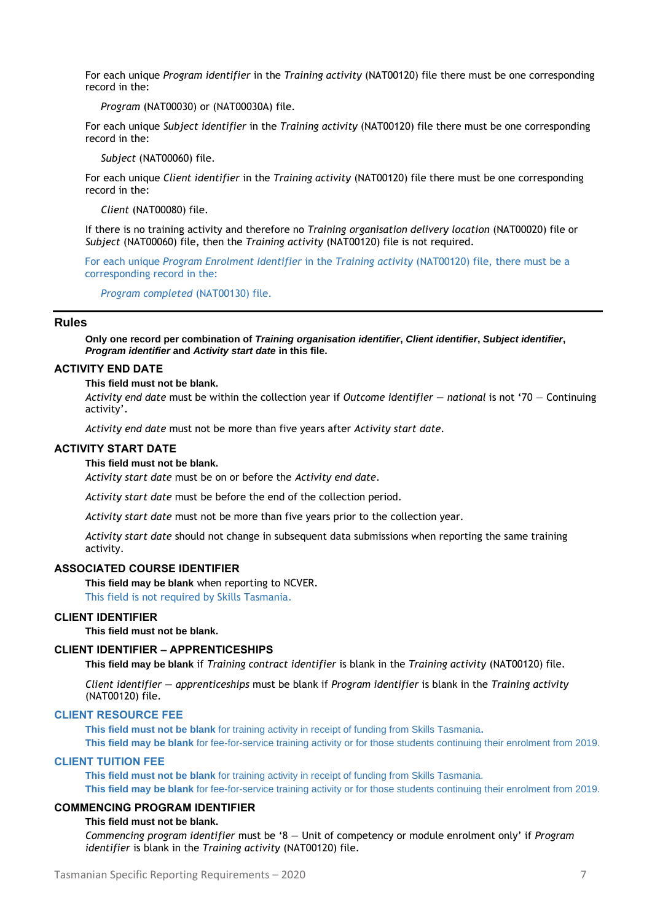For each unique *Program identifier* in the *Training activity* (NAT00120) file there must be one corresponding record in the:

*Program* (NAT00030) or (NAT00030A) file.

For each unique *Subject identifier* in the *Training activity* (NAT00120) file there must be one corresponding record in the:

*Subject* (NAT00060) file.

For each unique *Client identifier* in the *Training activity* (NAT00120) file there must be one corresponding record in the:

*Client* (NAT00080) file.

If there is no training activity and therefore no *Training organisation delivery location* (NAT00020) file or *Subject* (NAT00060) file, then the *Training activity* (NAT00120) file is not required.

For each unique *Program Enrolment Identifier* in the *Training activity* (NAT00120) file, there must be a corresponding record in the:

*Program completed* (NAT00130) file.

---

## Rules

**Only one record per combination of *Training organisation identifier*, *Client identifier*, *Subject identifier*, *Program identifier* and *Activity start date* in this file.**

### ACTIVITY END DATE

**This field must not be blank.**

*Activity end date* must be within the collection year if *Outcome identifier – national* is not '70 – Continuing activity'.

*Activity end date* must not be more than five years after *Activity start date*.

### ACTIVITY START DATE

**This field must not be blank.**

*Activity start date* must be on or before the *Activity end date*.

*Activity start date* must be before the end of the collection period.

*Activity start date* must not be more than five years prior to the collection year.

*Activity start date* should not change in subsequent data submissions when reporting the same training activity.

### ASSOCIATED COURSE IDENTIFIER

**This field may be blank** when reporting to NCVER.

This field is not required by Skills Tasmania.

### CLIENT IDENTIFIER

**This field must not be blank.**

### CLIENT IDENTIFIER – APPRENTICESHIPS

**This field may be blank** if *Training contract identifier* is blank in the *Training activity* (NAT00120) file.

*Client identifier – apprenticeships* must be blank if *Program identifier* is blank in the *Training activity* (NAT00120) file.

### CLIENT RESOURCE FEE

**This field must not be blank** for training activity in receipt of funding from Skills Tasmania**.**

**This field may be blank** for fee-for-service training activity or for those students continuing their enrolment from 2019.

### CLIENT TUITION FEE

**This field must not be blank** for training activity in receipt of funding from Skills Tasmania.

**This field may be blank** for fee-for-service training activity or for those students continuing their enrolment from 2019.

### COMMENCING PROGRAM IDENTIFIER

**This field must not be blank.**

*Commencing program identifier* must be '8 – Unit of competency or module enrolment only' if *Program identifier* is blank in the *Training activity* (NAT00120) file.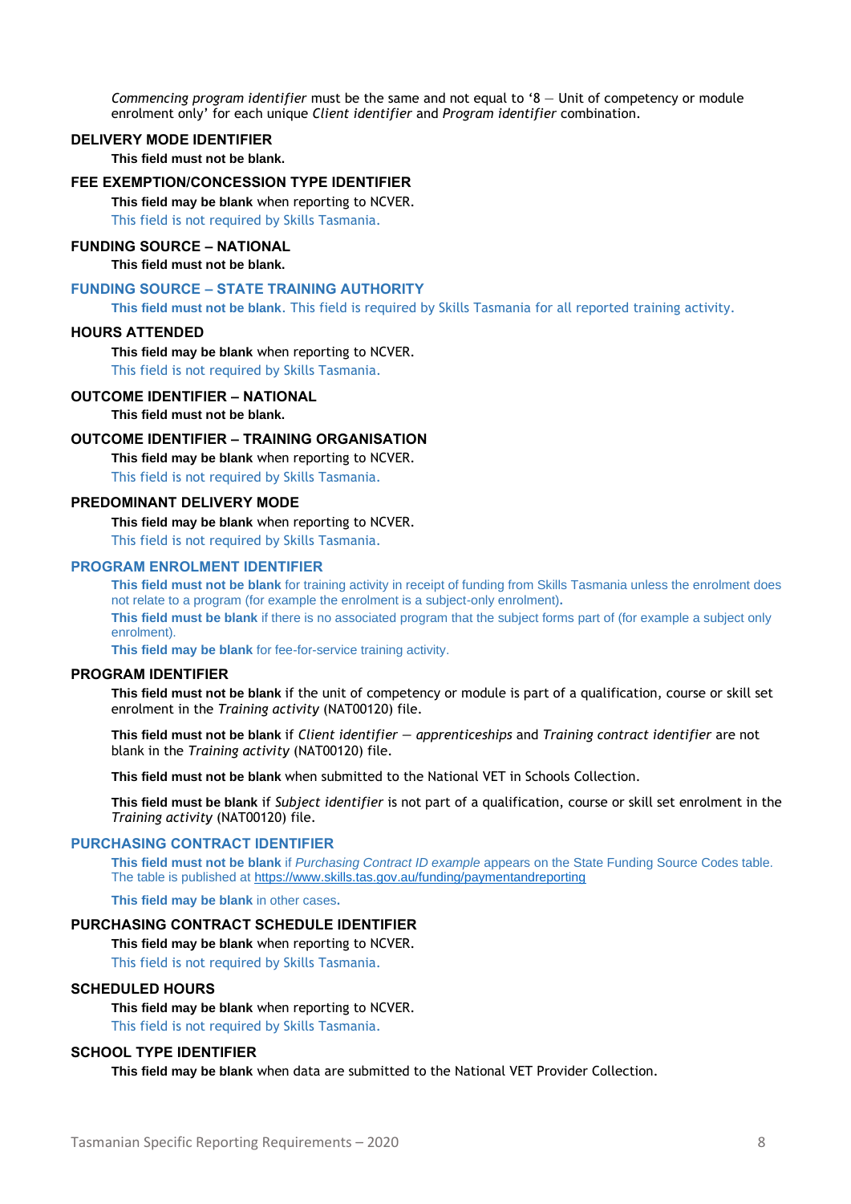*Commencing program identifier* must be the same and not equal to '8 — Unit of competency or module enrolment only' for each unique *Client identifier* and *Program identifier* combination.

### DELIVERY MODE IDENTIFIER

**This field must not be blank.**

### FEE EXEMPTION/CONCESSION TYPE IDENTIFIER

**This field may be blank** when reporting to NCVER.
This field is not required by Skills Tasmania.

### FUNDING SOURCE – NATIONAL

**This field must not be blank.**

### FUNDING SOURCE – STATE TRAINING AUTHORITY

**This field must not be blank**. This field is required by Skills Tasmania for all reported training activity.

### HOURS ATTENDED

**This field may be blank** when reporting to NCVER.
This field is not required by Skills Tasmania.

### OUTCOME IDENTIFIER – NATIONAL

**This field must not be blank.**

### OUTCOME IDENTIFIER – TRAINING ORGANISATION

**This field may be blank** when reporting to NCVER.
This field is not required by Skills Tasmania.

### PREDOMINANT DELIVERY MODE

**This field may be blank** when reporting to NCVER.
This field is not required by Skills Tasmania.

### PROGRAM ENROLMENT IDENTIFIER

**This field must not be blank** for training activity in receipt of funding from Skills Tasmania unless the enrolment does not relate to a program (for example the enrolment is a subject-only enrolment).
**This field must be blank** if there is no associated program that the subject forms part of (for example a subject only enrolment).
**This field may be blank** for fee-for-service training activity.

### PROGRAM IDENTIFIER

**This field must not be blank** if the unit of competency or module is part of a qualification, course or skill set enrolment in the *Training activity* (NAT00120) file.

**This field must not be blank** if *Client identifier — apprenticeships* and *Training contract identifier* are not blank in the *Training activity* (NAT00120) file.

**This field must not be blank** when submitted to the National VET in Schools Collection.

**This field must be blank** if *Subject identifier* is not part of a qualification, course or skill set enrolment in the *Training activity* (NAT00120) file.

### PURCHASING CONTRACT IDENTIFIER

**This field must not be blank** if *Purchasing Contract ID example* appears on the State Funding Source Codes table. The table is published at https://www.skills.tas.gov.au/funding/paymentandreporting

**This field may be blank** in other cases.

### PURCHASING CONTRACT SCHEDULE IDENTIFIER

**This field may be blank** when reporting to NCVER.
This field is not required by Skills Tasmania.

### SCHEDULED HOURS

**This field may be blank** when reporting to NCVER.
This field is not required by Skills Tasmania.

### SCHOOL TYPE IDENTIFIER

**This field may be blank** when data are submitted to the National VET Provider Collection.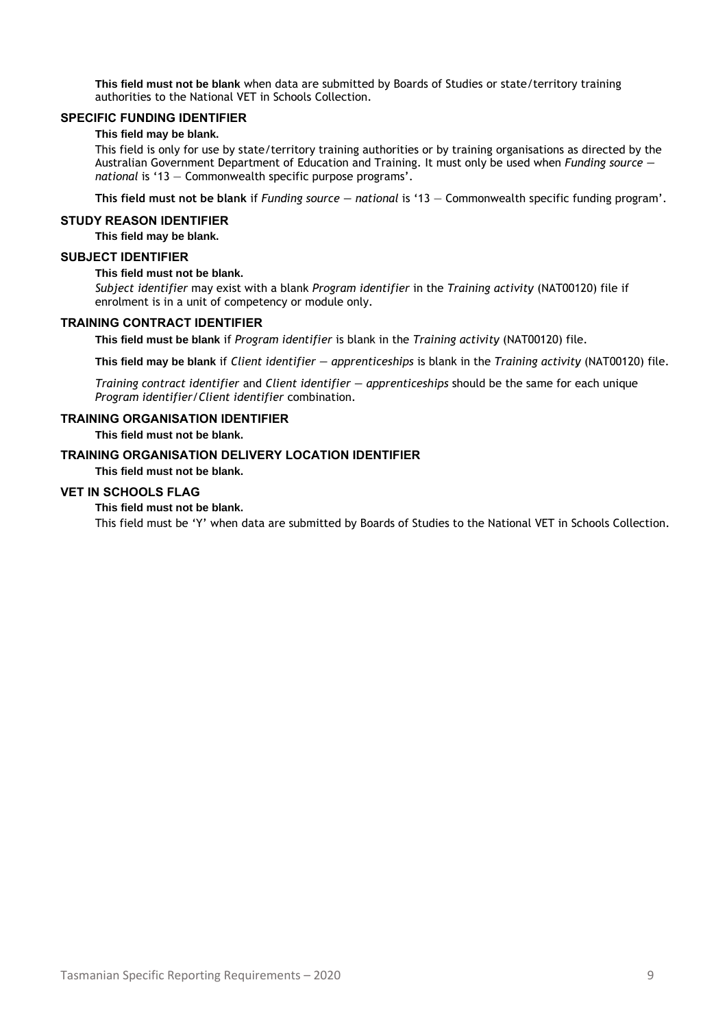**This field must not be blank** when data are submitted by Boards of Studies or state/territory training authorities to the National VET in Schools Collection.

### SPECIFIC FUNDING IDENTIFIER

**This field may be blank.**

This field is only for use by state/territory training authorities or by training organisations as directed by the Australian Government Department of Education and Training. It must only be used when *Funding source — national* is '13 — Commonwealth specific purpose programs'.

**This field must not be blank** if *Funding source — national* is '13 — Commonwealth specific funding program'.

### STUDY REASON IDENTIFIER

**This field may be blank.**

### SUBJECT IDENTIFIER

**This field must not be blank.**

*Subject identifier* may exist with a blank *Program identifier* in the *Training activity* (NAT00120) file if enrolment is in a unit of competency or module only.

### TRAINING CONTRACT IDENTIFIER

**This field must be blank** if *Program identifier* is blank in the *Training activity* (NAT00120) file.

**This field may be blank** if *Client identifier — apprenticeships* is blank in the *Training activity* (NAT00120) file.

*Training contract identifier* and *Client identifier — apprenticeships* should be the same for each unique *Program identifier/Client identifier* combination.

### TRAINING ORGANISATION IDENTIFIER

**This field must not be blank.**

### TRAINING ORGANISATION DELIVERY LOCATION IDENTIFIER

**This field must not be blank.**

### VET IN SCHOOLS FLAG

**This field must not be blank.**

This field must be 'Y' when data are submitted by Boards of Studies to the National VET in Schools Collection.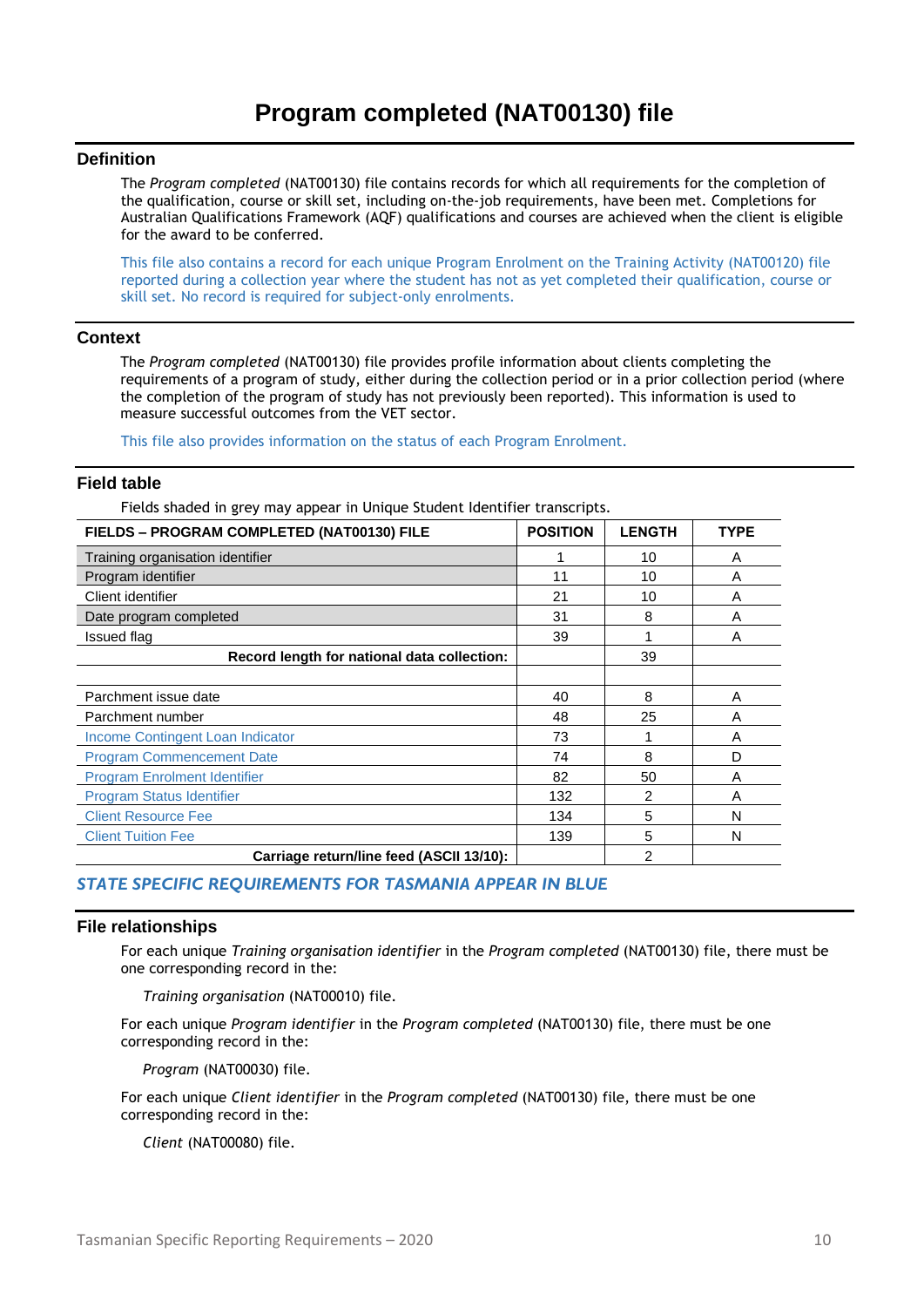# Program completed (NAT00130) file

## Definition

The *Program completed* (NAT00130) file contains records for which all requirements for the completion of the qualification, course or skill set, including on-the-job requirements, have been met. Completions for Australian Qualifications Framework (AQF) qualifications and courses are achieved when the client is eligible for the award to be conferred.

This file also contains a record for each unique Program Enrolment on the Training Activity (NAT00120) file reported during a collection year where the student has not as yet completed their qualification, course or skill set. No record is required for subject-only enrolments.

## Context

The *Program completed* (NAT00130) file provides profile information about clients completing the requirements of a program of study, either during the collection period or in a prior collection period (where the completion of the program of study has not previously been reported). This information is used to measure successful outcomes from the VET sector.

This file also provides information on the status of each Program Enrolment.

## Field table

Fields shaded in grey may appear in Unique Student Identifier transcripts.

| FIELDS – PROGRAM COMPLETED (NAT00130) FILE | POSITION | LENGTH | TYPE |
|---|---|---|---|
| Training organisation identifier | 1 | 10 | A |
| Program identifier | 11 | 10 | A |
| Client identifier | 21 | 10 | A |
| Date program completed | 31 | 8 | A |
| Issued flag | 39 | 1 | A |
| **Record length for national data collection:** | | 39 | |
| | | | |
| Parchment issue date | 40 | 8 | A |
| Parchment number | 48 | 25 | A |
| Income Contingent Loan Indicator | 73 | 1 | A |
| Program Commencement Date | 74 | 8 | D |
| Program Enrolment Identifier | 82 | 50 | A |
| Program Status Identifier | 132 | 2 | A |
| Client Resource Fee | 134 | 5 | N |
| Client Tuition Fee | 139 | 5 | N |
| **Carriage return/line feed (ASCII 13/10):** | | 2 | |

***STATE SPECIFIC REQUIREMENTS FOR TASMANIA APPEAR IN BLUE***

## File relationships

For each unique *Training organisation identifier* in the *Program completed* (NAT00130) file, there must be one corresponding record in the:

*Training organisation* (NAT00010) file.

For each unique *Program identifier* in the *Program completed* (NAT00130) file, there must be one corresponding record in the:

*Program* (NAT00030) file.

For each unique *Client identifier* in the *Program completed* (NAT00130) file, there must be one corresponding record in the:

*Client* (NAT00080) file.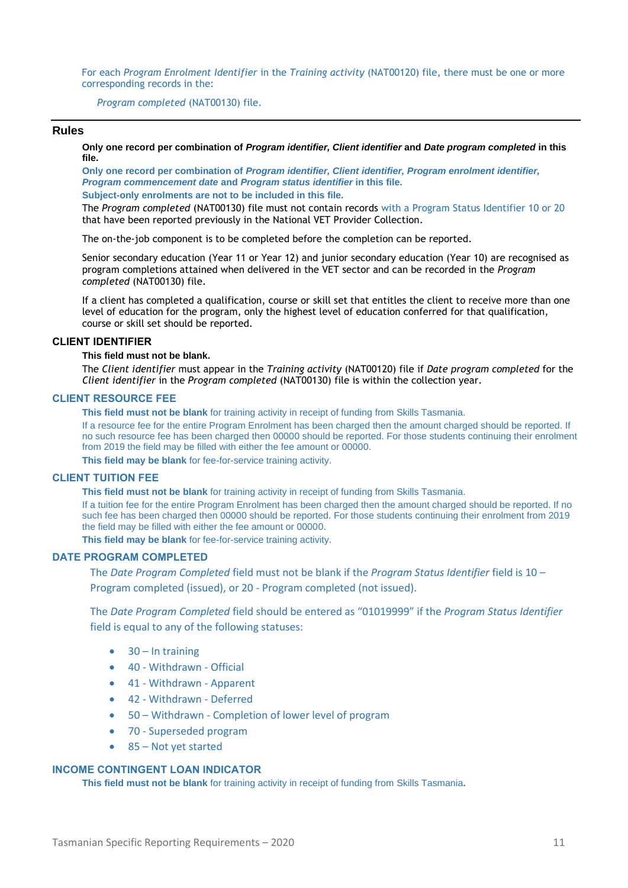For each *Program Enrolment Identifier* in the *Training activity* (NAT00120) file, there must be one or more corresponding records in the:

*Program completed* (NAT00130) file.

## Rules

**Only one record per combination of *Program identifier, Client identifier* and *Date program completed* in this file.**

**Only one record per combination of *Program identifier, Client identifier, Program enrolment identifier, Program commencement date* and *Program status identifier* in this file.**

**Subject-only enrolments are not to be included in this file.**

The *Program completed* (NAT00130) file must not contain records with a Program Status Identifier 10 or 20 that have been reported previously in the National VET Provider Collection.

The on-the-job component is to be completed before the completion can be reported.

Senior secondary education (Year 11 or Year 12) and junior secondary education (Year 10) are recognised as program completions attained when delivered in the VET sector and can be recorded in the *Program completed* (NAT00130) file.

If a client has completed a qualification, course or skill set that entitles the client to receive more than one level of education for the program, only the highest level of education conferred for that qualification, course or skill set should be reported.

### CLIENT IDENTIFIER

**This field must not be blank.**

The *Client identifier* must appear in the *Training activity* (NAT00120) file if *Date program completed* for the *Client identifier* in the *Program completed* (NAT00130) file is within the collection year.

### CLIENT RESOURCE FEE

**This field must not be blank** for training activity in receipt of funding from Skills Tasmania.

If a resource fee for the entire Program Enrolment has been charged then the amount charged should be reported. If no such resource fee has been charged then 00000 should be reported. For those students continuing their enrolment from 2019 the field may be filled with either the fee amount or 00000.

**This field may be blank** for fee-for-service training activity.

### CLIENT TUITION FEE

**This field must not be blank** for training activity in receipt of funding from Skills Tasmania.

If a tuition fee for the entire Program Enrolment has been charged then the amount charged should be reported. If no such fee has been charged then 00000 should be reported. For those students continuing their enrolment from 2019 the field may be filled with either the fee amount or 00000.

**This field may be blank** for fee-for-service training activity.

### DATE PROGRAM COMPLETED

The *Date Program Completed* field must not be blank if the *Program Status Identifier* field is 10 – Program completed (issued), or 20 - Program completed (not issued).

The *Date Program Completed* field should be entered as "01019999" if the *Program Status Identifier* field is equal to any of the following statuses:

- 30 – In training
- 40 - Withdrawn - Official
- 41 - Withdrawn - Apparent
- 42 - Withdrawn - Deferred
- 50 – Withdrawn - Completion of lower level of program
- 70 - Superseded program
- 85 – Not yet started

### INCOME CONTINGENT LOAN INDICATOR

**This field must not be blank** for training activity in receipt of funding from Skills Tasmania**.**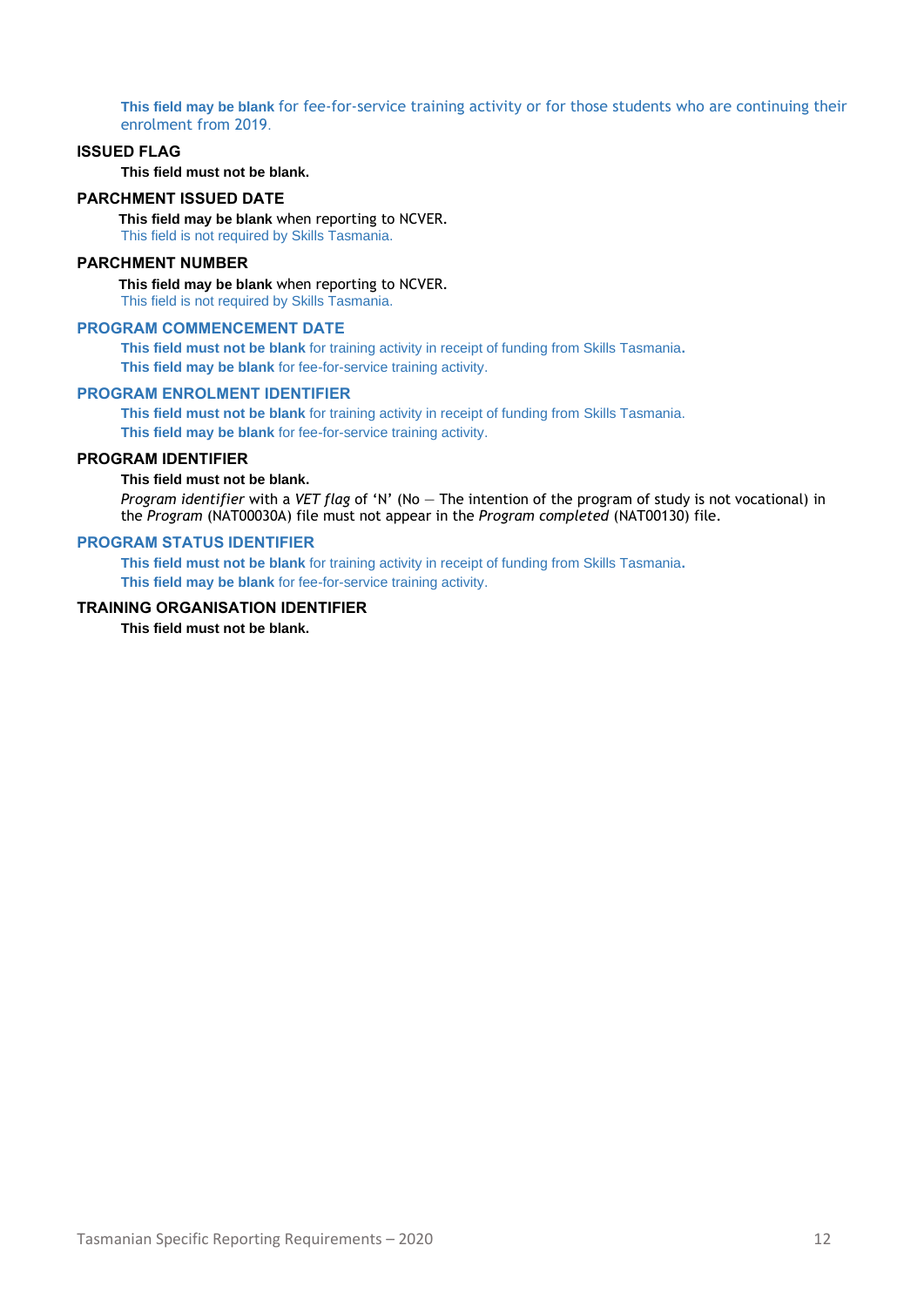**This field may be blank** for fee-for-service training activity or for those students who are continuing their enrolment from 2019.

### ISSUED FLAG

**This field must not be blank.**

### PARCHMENT ISSUED DATE

**This field may be blank** when reporting to NCVER.
This field is not required by Skills Tasmania.

### PARCHMENT NUMBER

**This field may be blank** when reporting to NCVER.
This field is not required by Skills Tasmania.

### PROGRAM COMMENCEMENT DATE

**This field must not be blank** for training activity in receipt of funding from Skills Tasmania.
**This field may be blank** for fee-for-service training activity.

### PROGRAM ENROLMENT IDENTIFIER

**This field must not be blank** for training activity in receipt of funding from Skills Tasmania.
**This field may be blank** for fee-for-service training activity.

### PROGRAM IDENTIFIER

**This field must not be blank.**

*Program identifier* with a *VET flag* of 'N' (No — The intention of the program of study is not vocational) in the *Program* (NAT00030A) file must not appear in the *Program completed* (NAT00130) file.

### PROGRAM STATUS IDENTIFIER

**This field must not be blank** for training activity in receipt of funding from Skills Tasmania.
**This field may be blank** for fee-for-service training activity.

### TRAINING ORGANISATION IDENTIFIER

**This field must not be blank.**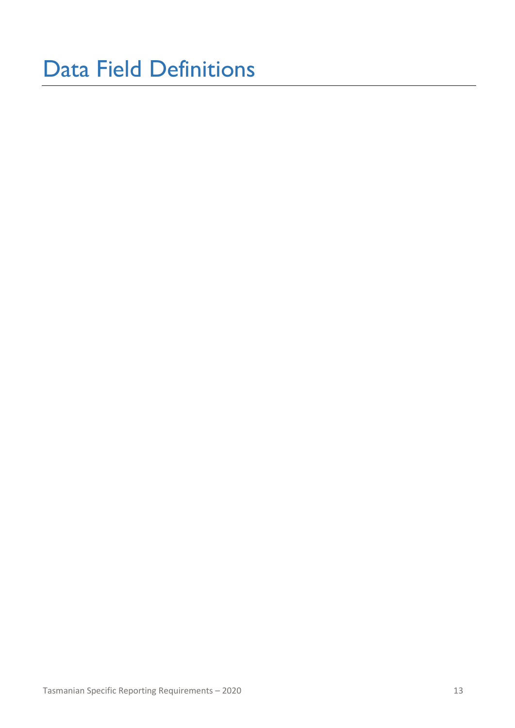# Data Field Definitions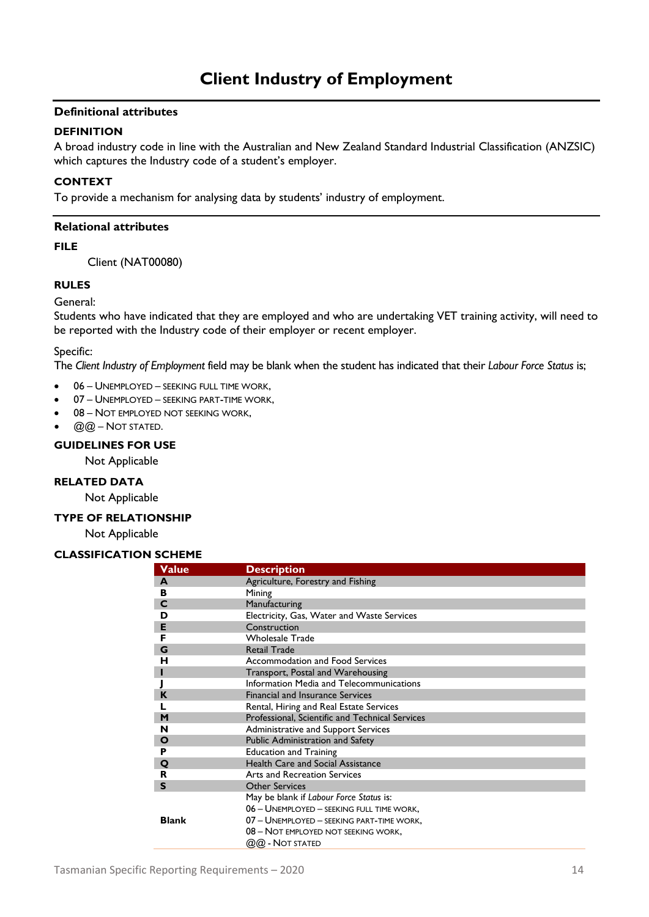# Client Industry of Employment

## Definitional attributes

### DEFINITION

A broad industry code in line with the Australian and New Zealand Standard Industrial Classification (ANZSIC) which captures the Industry code of a student's employer.

### CONTEXT

To provide a mechanism for analysing data by students' industry of employment.

## Relational attributes

### FILE

Client (NAT00080)

### RULES

General:

Students who have indicated that they are employed and who are undertaking VET training activity, will need to be reported with the Industry code of their employer or recent employer.

Specific:

The *Client Industry of Employment* field may be blank when the student has indicated that their *Labour Force Status* is;

- 06 – Unemployed – seeking full time work,
- 07 – Unemployed – seeking part-time work,
- 08 – Not employed not seeking work,
- @@ – Not stated.

### GUIDELINES FOR USE

Not Applicable

### RELATED DATA

Not Applicable

### TYPE OF RELATIONSHIP

Not Applicable

### CLASSIFICATION SCHEME

| Value | Description |
|---|---|
| **A** | Agriculture, Forestry and Fishing |
| **B** | Mining |
| **C** | Manufacturing |
| **D** | Electricity, Gas, Water and Waste Services |
| **E** | Construction |
| **F** | Wholesale Trade |
| **G** | Retail Trade |
| **H** | Accommodation and Food Services |
| **I** | Transport, Postal and Warehousing |
| **J** | Information Media and Telecommunications |
| **K** | Financial and Insurance Services |
| **L** | Rental, Hiring and Real Estate Services |
| **M** | Professional, Scientific and Technical Services |
| **N** | Administrative and Support Services |
| **O** | Public Administration and Safety |
| **P** | Education and Training |
| **Q** | Health Care and Social Assistance |
| **R** | Arts and Recreation Services |
| **S** | Other Services |
| **Blank** | May be blank if *Labour Force Status* is:<br>06 – Unemployed – seeking full time work,<br>07 – Unemployed – seeking part-time work,<br>08 – Not employed not seeking work,<br>@@ - Not stated |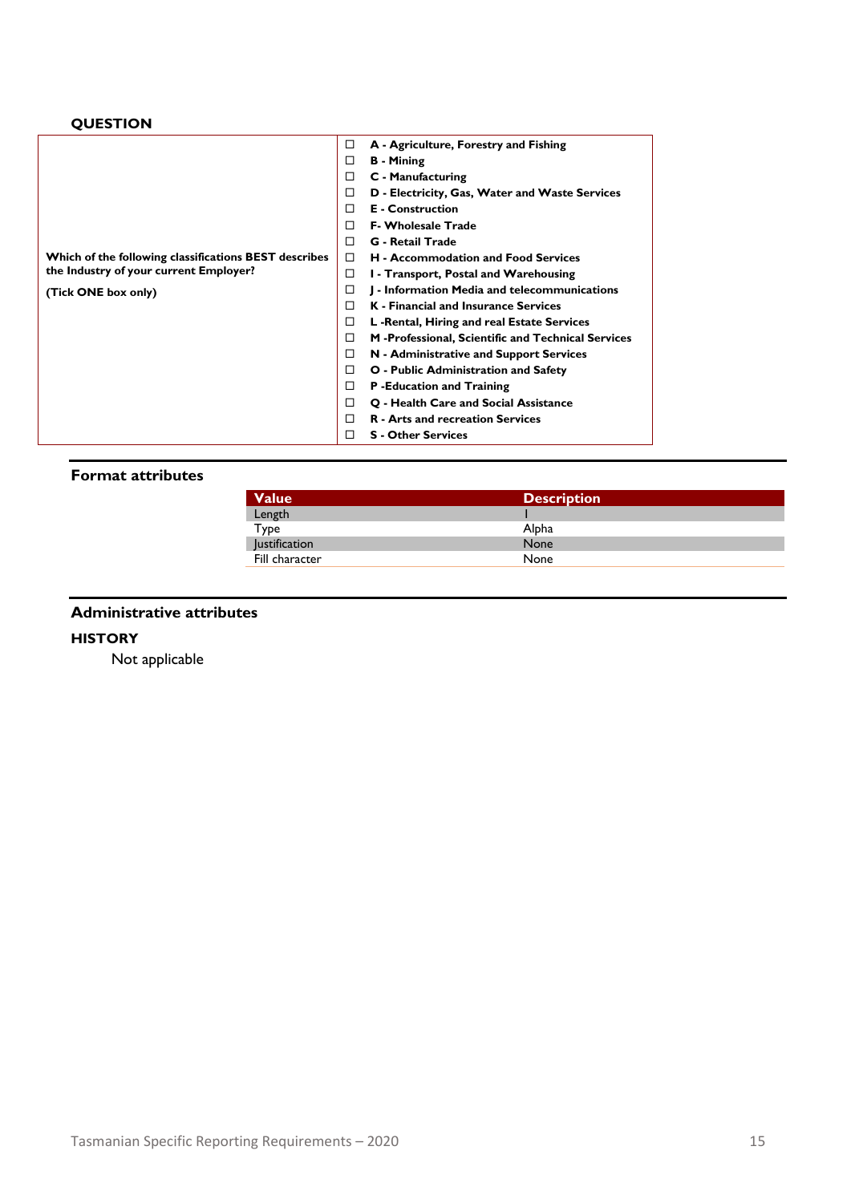**QUESTION**

| Which of the following classifications BEST describes the Industry of your current Employer? (Tick ONE box only) | |
|---|---|
| | ☐ **A - Agriculture, Forestry and Fishing** |
| | ☐ **B - Mining** |
| | ☐ **C - Manufacturing** |
| | ☐ **D - Electricity, Gas, Water and Waste Services** |
| | ☐ **E - Construction** |
| | ☐ **F- Wholesale Trade** |
| | ☐ **G - Retail Trade** |
| | ☐ **H - Accommodation and Food Services** |
| | ☐ **I - Transport, Postal and Warehousing** |
| | ☐ **J - Information Media and telecommunications** |
| | ☐ **K - Financial and Insurance Services** |
| | ☐ **L -Rental, Hiring and real Estate Services** |
| | ☐ **M -Professional, Scientific and Technical Services** |
| | ☐ **N - Administrative and Support Services** |
| | ☐ **O - Public Administration and Safety** |
| | ☐ **P -Education and Training** |
| | ☐ **Q - Health Care and Social Assistance** |
| | ☐ **R - Arts and recreation Services** |
| | ☐ **S - Other Services** |

## Format attributes

| Value | Description |
|---|---|
| Length | 1 |
| Type | Alpha |
| Justification | None |
| Fill character | None |

## Administrative attributes

**HISTORY**

Not applicable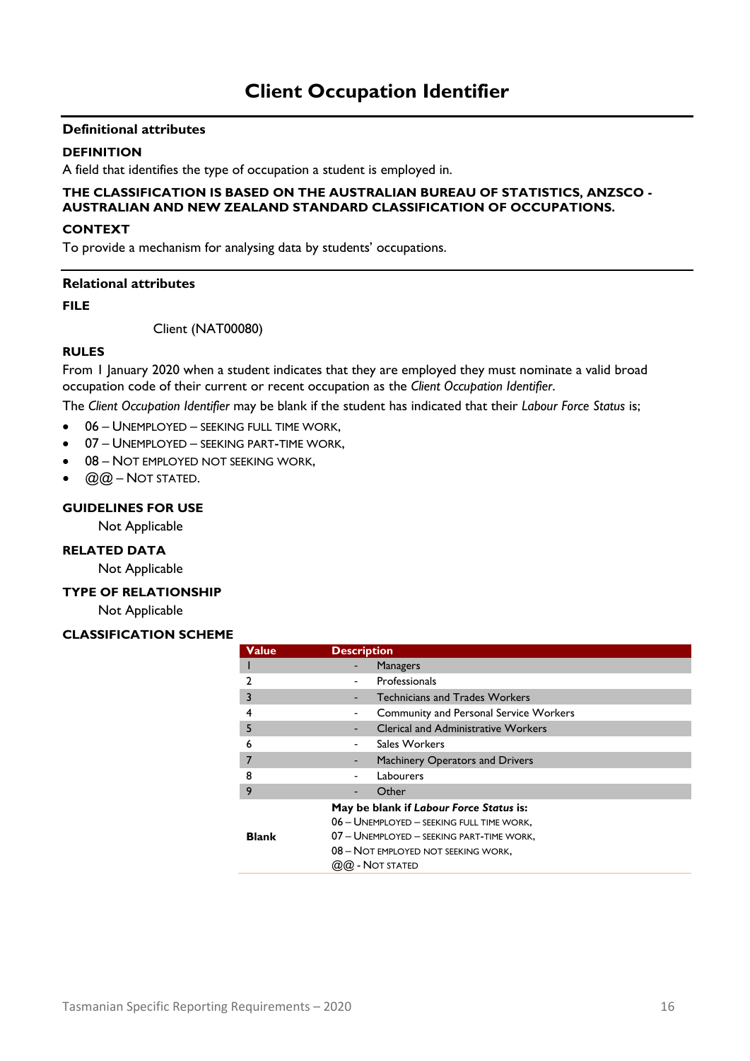# Client Occupation Identifier

## Definitional attributes

### DEFINITION

A field that identifies the type of occupation a student is employed in.

### THE CLASSIFICATION IS BASED ON THE AUSTRALIAN BUREAU OF STATISTICS, ANZSCO - AUSTRALIAN AND NEW ZEALAND STANDARD CLASSIFICATION OF OCCUPATIONS.

### CONTEXT

To provide a mechanism for analysing data by students' occupations.

## Relational attributes

### FILE

Client (NAT00080)

### RULES

From 1 January 2020 when a student indicates that they are employed they must nominate a valid broad occupation code of their current or recent occupation as the *Client Occupation Identifier*.

The *Client Occupation Identifier* may be blank if the student has indicated that their *Labour Force Status* is;

- 06 – UNEMPLOYED – SEEKING FULL TIME WORK,
- 07 – UNEMPLOYED – SEEKING PART-TIME WORK,
- 08 – NOT EMPLOYED NOT SEEKING WORK,
- @@ – NOT STATED.

### GUIDELINES FOR USE

Not Applicable

### RELATED DATA

Not Applicable

### TYPE OF RELATIONSHIP

Not Applicable

### CLASSIFICATION SCHEME

| Value | Description |
|---|---|
| 1 | - Managers |
| 2 | - Professionals |
| 3 | - Technicians and Trades Workers |
| 4 | - Community and Personal Service Workers |
| 5 | - Clerical and Administrative Workers |
| 6 | - Sales Workers |
| 7 | - Machinery Operators and Drivers |
| 8 | - Labourers |
| 9 | - Other |
| **Blank** | **May be blank if *Labour Force Status* is:**<br>06 – UNEMPLOYED – SEEKING FULL TIME WORK,<br>07 – UNEMPLOYED – SEEKING PART-TIME WORK,<br>08 – NOT EMPLOYED NOT SEEKING WORK,<br>@@ - NOT STATED |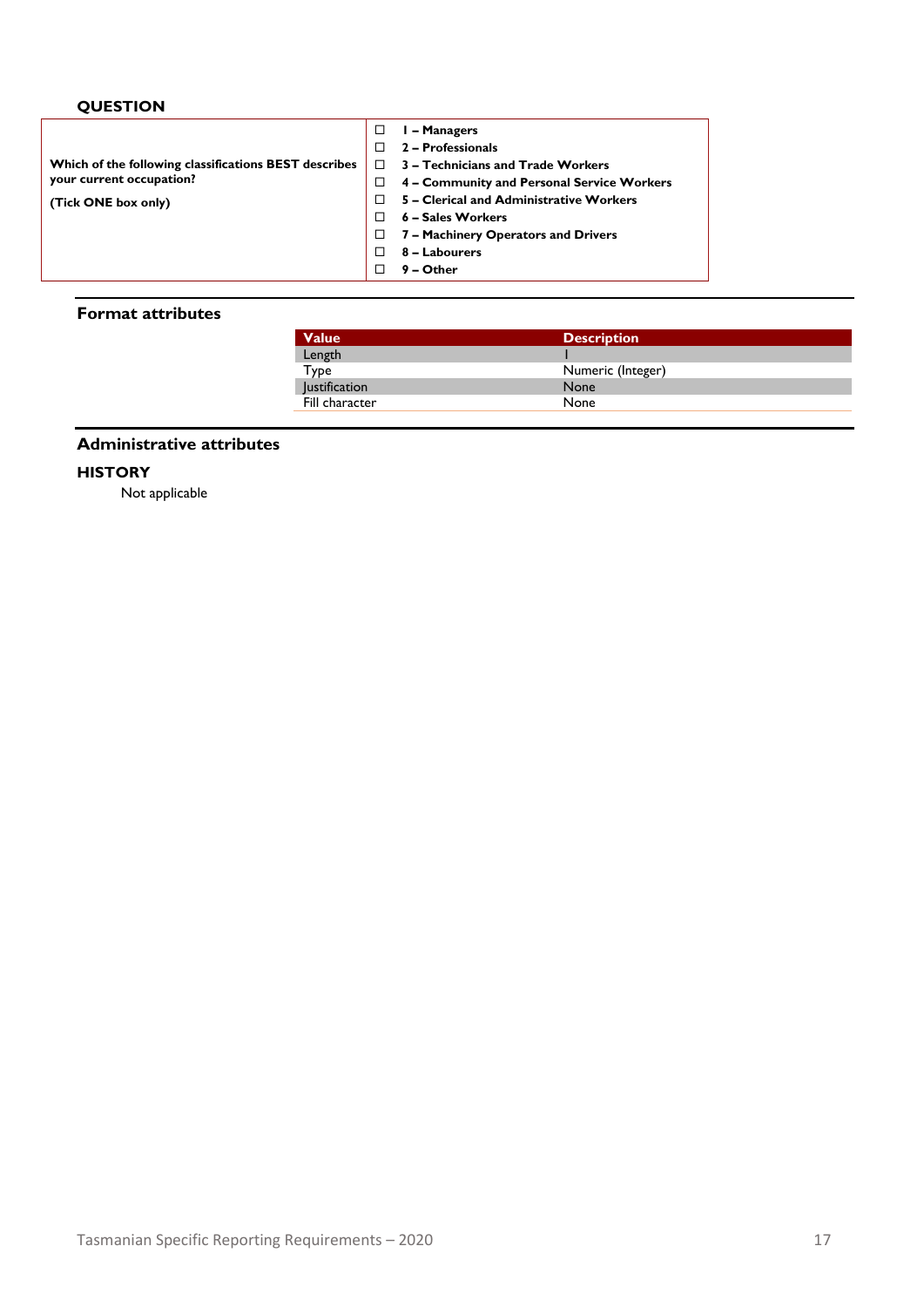**QUESTION**

| | |
|---|---|
| **Which of the following classifications BEST describes your current occupation?**<br><br>**(Tick ONE box only)** | ☐ **1 – Managers**<br>☐ **2 – Professionals**<br>☐ **3 – Technicians and Trade Workers**<br>☐ **4 – Community and Personal Service Workers**<br>☐ **5 – Clerical and Administrative Workers**<br>☐ **6 – Sales Workers**<br>☐ **7 – Machinery Operators and Drivers**<br>☐ **8 – Labourers**<br>☐ **9 – Other** |

## Format attributes

| Value | Description |
|---|---|
| Length | 1 |
| Type | Numeric (Integer) |
| Justification | None |
| Fill character | None |

## Administrative attributes

**HISTORY**

Not applicable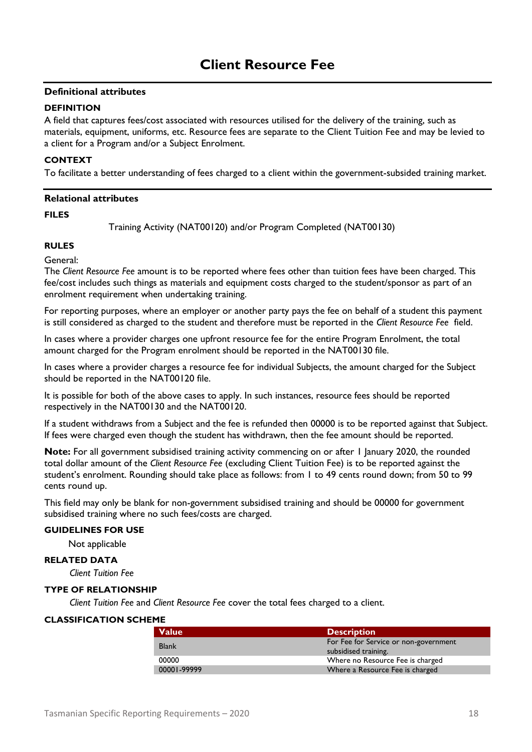# Client Resource Fee

## Definitional attributes

### DEFINITION

A field that captures fees/cost associated with resources utilised for the delivery of the training, such as materials, equipment, uniforms, etc. Resource fees are separate to the Client Tuition Fee and may be levied to a client for a Program and/or a Subject Enrolment.

### CONTEXT

To facilitate a better understanding of fees charged to a client within the government-subsided training market.

## Relational attributes

### FILES

Training Activity (NAT00120) and/or Program Completed (NAT00130)

### RULES

General:

The *Client Resource Fee* amount is to be reported where fees other than tuition fees have been charged. This fee/cost includes such things as materials and equipment costs charged to the student/sponsor as part of an enrolment requirement when undertaking training.

For reporting purposes, where an employer or another party pays the fee on behalf of a student this payment is still considered as charged to the student and therefore must be reported in the *Client Resource Fee* field.

In cases where a provider charges one upfront resource fee for the entire Program Enrolment, the total amount charged for the Program enrolment should be reported in the NAT00130 file.

In cases where a provider charges a resource fee for individual Subjects, the amount charged for the Subject should be reported in the NAT00120 file.

It is possible for both of the above cases to apply. In such instances, resource fees should be reported respectively in the NAT00130 and the NAT00120.

If a student withdraws from a Subject and the fee is refunded then 00000 is to be reported against that Subject. If fees were charged even though the student has withdrawn, then the fee amount should be reported.

**Note:** For all government subsidised training activity commencing on or after 1 January 2020, the rounded total dollar amount of the *Client Resource Fee* (excluding Client Tuition Fee) is to be reported against the student's enrolment. Rounding should take place as follows: from 1 to 49 cents round down; from 50 to 99 cents round up.

This field may only be blank for non-government subsidised training and should be 00000 for government subsidised training where no such fees/costs are charged.

### GUIDELINES FOR USE

Not applicable

### RELATED DATA

*Client Tuition Fee*

### TYPE OF RELATIONSHIP

*Client Tuition Fee* and *Client Resource Fee* cover the total fees charged to a client.

### CLASSIFICATION SCHEME

| Value | Description |
|---|---|
| Blank | For Fee for Service or non-government subsidised training. |
| 00000 | Where no Resource Fee is charged |
| 00001-99999 | Where a Resource Fee is charged |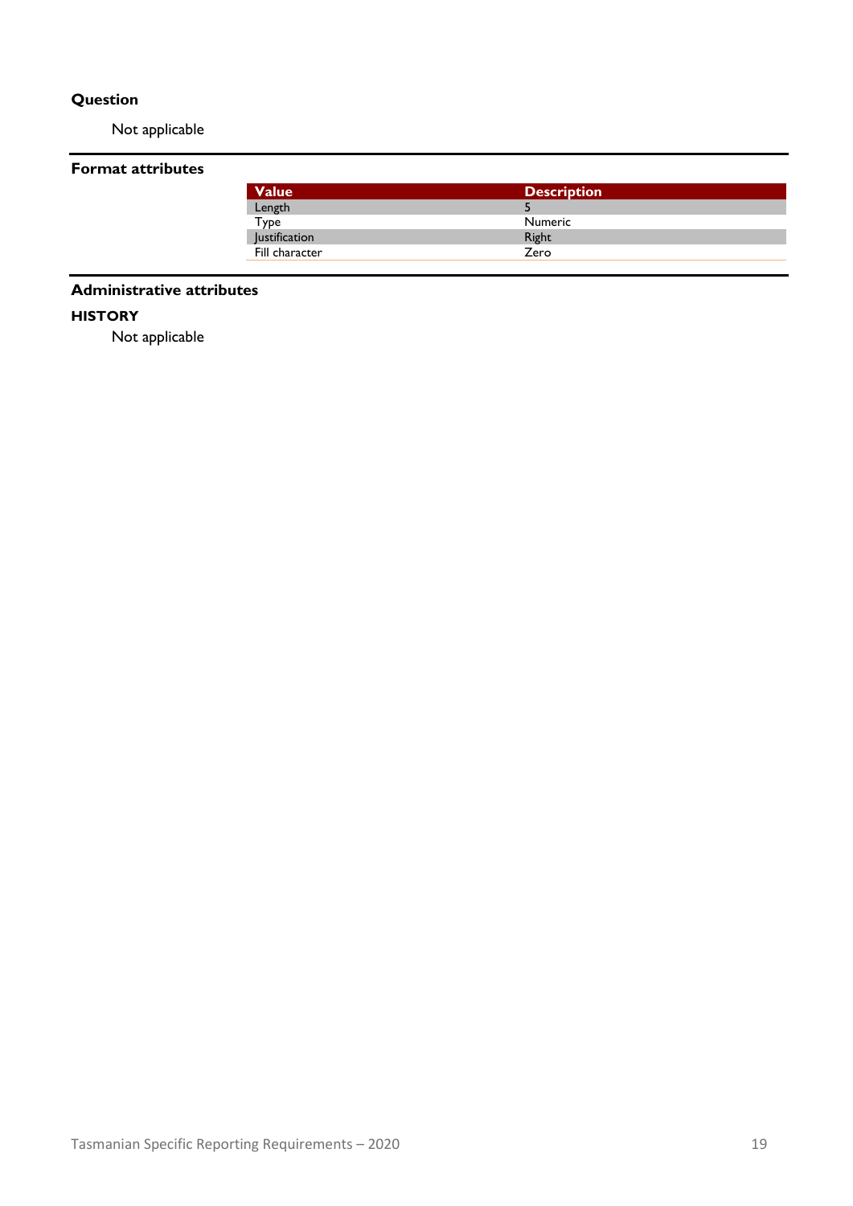### Question

Not applicable

### Format attributes

| Value | Description |
| --- | --- |
| Length | 5 |
| Type | Numeric |
| Justification | Right |
| Fill character | Zero |

### Administrative attributes

#### HISTORY

Not applicable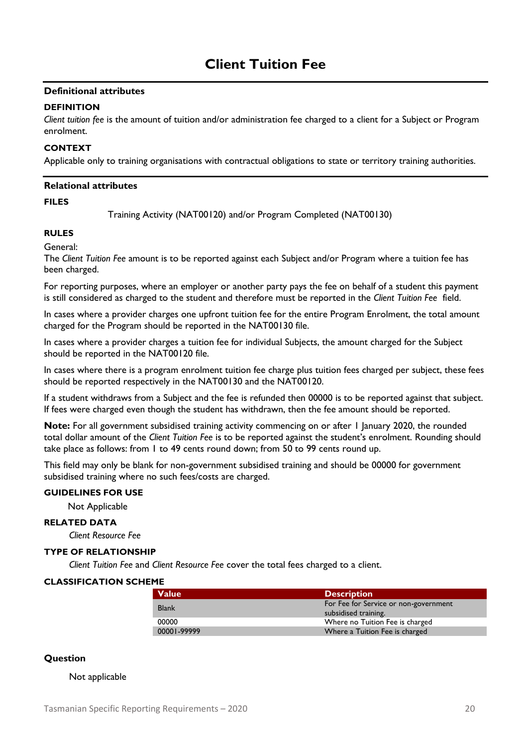# Client Tuition Fee

## Definitional attributes

### DEFINITION

*Client tuition fee* is the amount of tuition and/or administration fee charged to a client for a Subject or Program enrolment.

### CONTEXT

Applicable only to training organisations with contractual obligations to state or territory training authorities.

## Relational attributes

### FILES

Training Activity (NAT00120) and/or Program Completed (NAT00130)

### RULES

General:

The *Client Tuition Fee* amount is to be reported against each Subject and/or Program where a tuition fee has been charged.

For reporting purposes, where an employer or another party pays the fee on behalf of a student this payment is still considered as charged to the student and therefore must be reported in the *Client Tuition Fee* field.

In cases where a provider charges one upfront tuition fee for the entire Program Enrolment, the total amount charged for the Program should be reported in the NAT00130 file.

In cases where a provider charges a tuition fee for individual Subjects, the amount charged for the Subject should be reported in the NAT00120 file.

In cases where there is a program enrolment tuition fee charge plus tuition fees charged per subject, these fees should be reported respectively in the NAT00130 and the NAT00120.

If a student withdraws from a Subject and the fee is refunded then 00000 is to be reported against that subject. If fees were charged even though the student has withdrawn, then the fee amount should be reported.

**Note:** For all government subsidised training activity commencing on or after 1 January 2020, the rounded total dollar amount of the *Client Tuition Fee* is to be reported against the student's enrolment. Rounding should take place as follows: from 1 to 49 cents round down; from 50 to 99 cents round up.

This field may only be blank for non-government subsidised training and should be 00000 for government subsidised training where no such fees/costs are charged.

### GUIDELINES FOR USE

Not Applicable

### RELATED DATA

*Client Resource Fee*

### TYPE OF RELATIONSHIP

*Client Tuition Fee* and *Client Resource Fee* cover the total fees charged to a client.

### CLASSIFICATION SCHEME

| Value | Description |
|---|---|
| Blank | For Fee for Service or non-government subsidised training. |
| 00000 | Where no Tuition Fee is charged |
| 00001-99999 | Where a Tuition Fee is charged |

## Question

Not applicable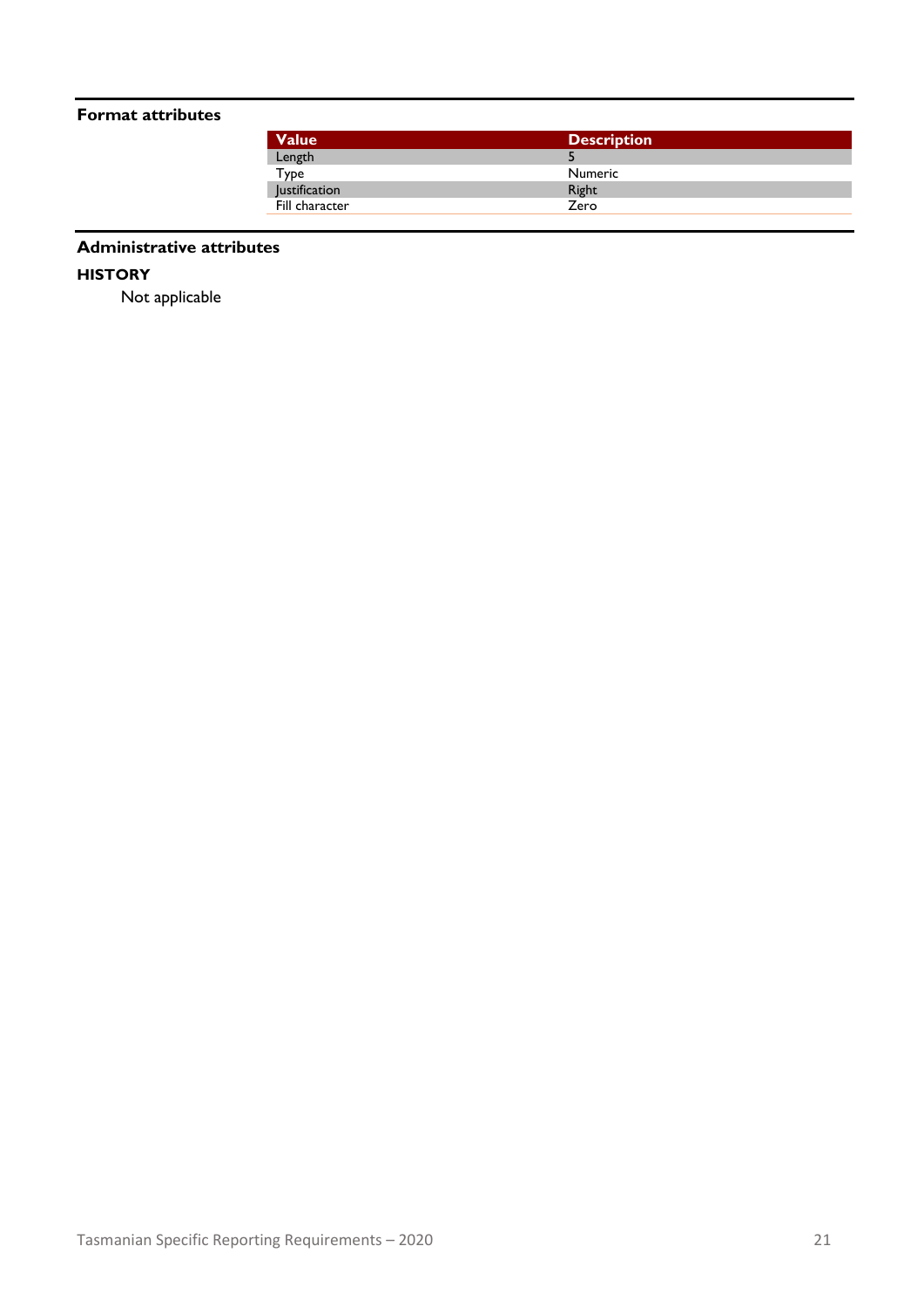### Format attributes

| Value | Description |
|---|---|
| Length | 5 |
| Type | Numeric |
| Justification | Right |
| Fill character | Zero |

### Administrative attributes

**HISTORY**

Not applicable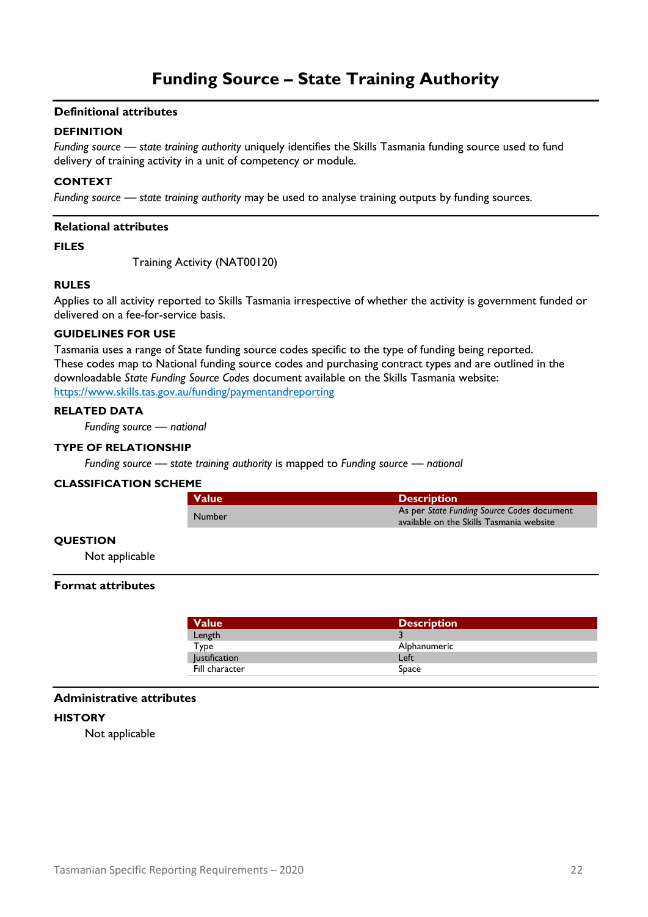# Funding Source – State Training Authority

## Definitional attributes

### DEFINITION

*Funding source — state training authority* uniquely identifies the Skills Tasmania funding source used to fund delivery of training activity in a unit of competency or module.

### CONTEXT

*Funding source — state training authority* may be used to analyse training outputs by funding sources.

## Relational attributes

### FILES

Training Activity (NAT00120)

### RULES

Applies to all activity reported to Skills Tasmania irrespective of whether the activity is government funded or delivered on a fee-for-service basis.

### GUIDELINES FOR USE

Tasmania uses a range of State funding source codes specific to the type of funding being reported. These codes map to National funding source codes and purchasing contract types and are outlined in the downloadable *State Funding Source Codes* document available on the Skills Tasmania website: https://www.skills.tas.gov.au/funding/paymentandreporting

### RELATED DATA

*Funding source — national*

### TYPE OF RELATIONSHIP

*Funding source — state training authority* is mapped to *Funding source — national*

### CLASSIFICATION SCHEME

| Value | Description |
|---|---|
| Number | As per *State Funding Source Codes* document available on the Skills Tasmania website |

### QUESTION

Not applicable

## Format attributes

| Value | Description |
|---|---|
| Length | 3 |
| Type | Alphanumeric |
| Justification | Left |
| Fill character | Space |

## Administrative attributes

### HISTORY

Not applicable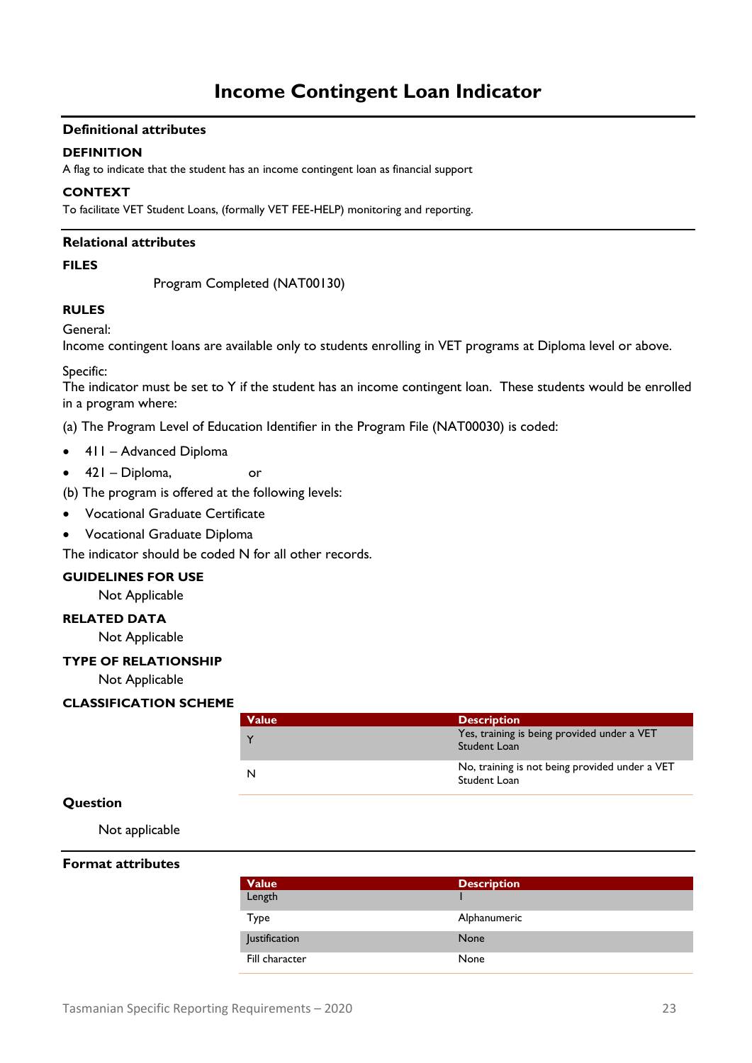# Income Contingent Loan Indicator

## Definitional attributes

### DEFINITION

A flag to indicate that the student has an income contingent loan as financial support

### CONTEXT

To facilitate VET Student Loans, (formally VET FEE-HELP) monitoring and reporting.

## Relational attributes

### FILES

Program Completed (NAT00130)

### RULES

General:

Income contingent loans are available only to students enrolling in VET programs at Diploma level or above.

Specific:

The indicator must be set to Y if the student has an income contingent loan. These students would be enrolled in a program where:

(a) The Program Level of Education Identifier in the Program File (NAT00030) is coded:

- 411 – Advanced Diploma
- 421 – Diploma, or

(b) The program is offered at the following levels:

- Vocational Graduate Certificate
- Vocational Graduate Diploma

The indicator should be coded N for all other records.

### GUIDELINES FOR USE

Not Applicable

### RELATED DATA

Not Applicable

### TYPE OF RELATIONSHIP

Not Applicable

### CLASSIFICATION SCHEME

| Value | Description |
|---|---|
| Y | Yes, training is being provided under a VET Student Loan |
| N | No, training is not being provided under a VET Student Loan |

### Question

Not applicable

## Format attributes

| Value | Description |
|---|---|
| Length | 1 |
| Type | Alphanumeric |
| Justification | None |
| Fill character | None |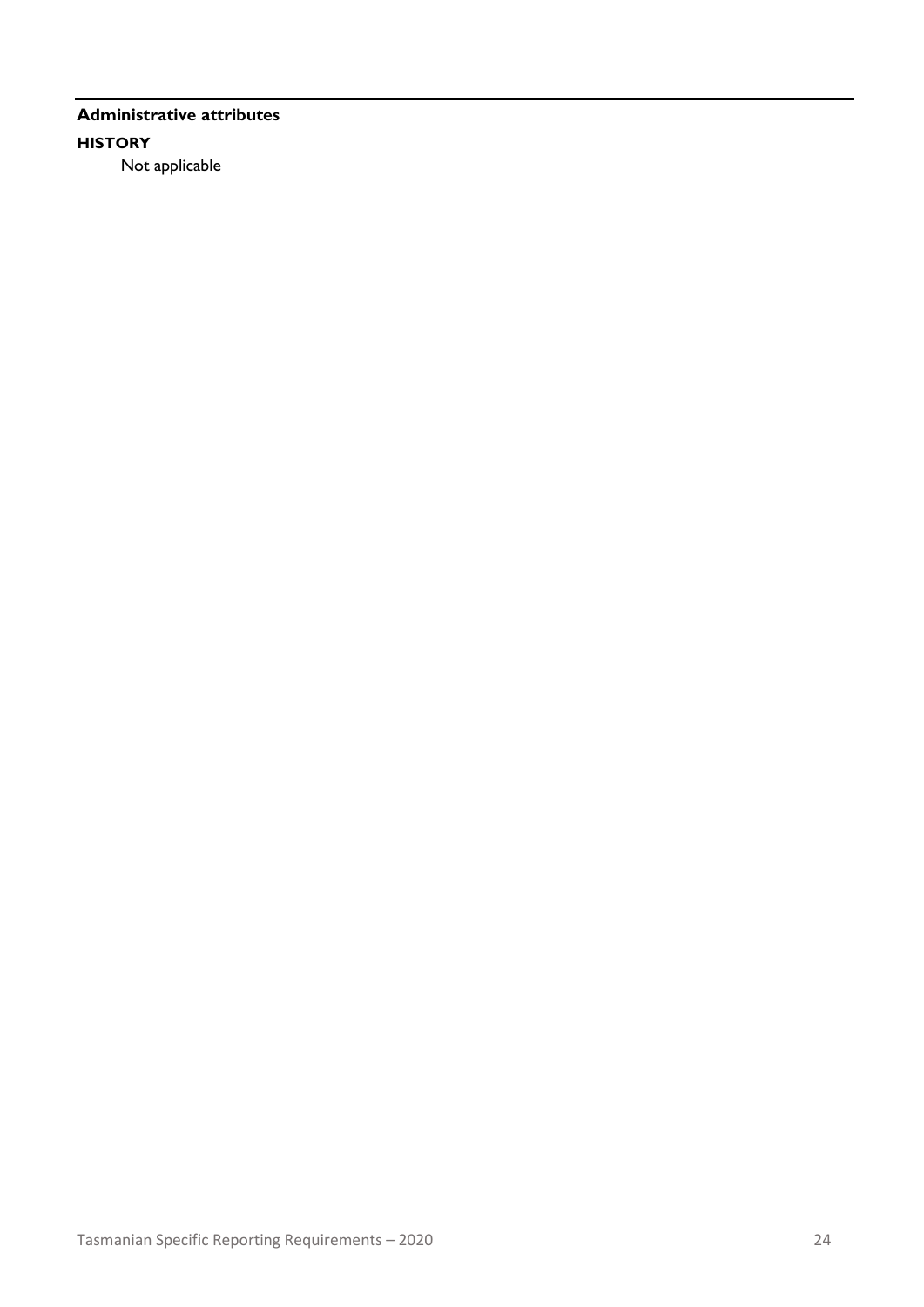**Administrative attributes**

**HISTORY**

Not applicable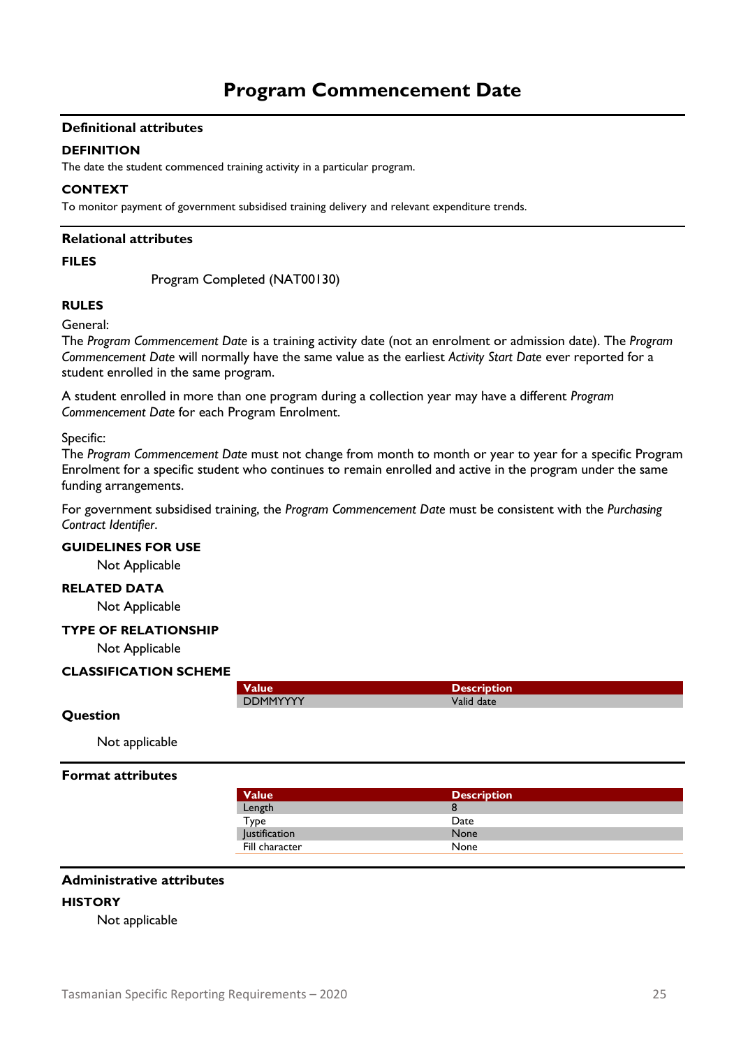# Program Commencement Date

## Definitional attributes

### DEFINITION

The date the student commenced training activity in a particular program.

### CONTEXT

To monitor payment of government subsidised training delivery and relevant expenditure trends.

## Relational attributes

### FILES

Program Completed (NAT00130)

### RULES

General:

The *Program Commencement Date* is a training activity date (not an enrolment or admission date). The *Program Commencement Date* will normally have the same value as the earliest *Activity Start Date* ever reported for a student enrolled in the same program.

A student enrolled in more than one program during a collection year may have a different *Program Commencement Date* for each Program Enrolment.

Specific:

The *Program Commencement Date* must not change from month to month or year to year for a specific Program Enrolment for a specific student who continues to remain enrolled and active in the program under the same funding arrangements.

For government subsidised training, the *Program Commencement Date* must be consistent with the *Purchasing Contract Identifier*.

### GUIDELINES FOR USE

Not Applicable

### RELATED DATA

Not Applicable

### TYPE OF RELATIONSHIP

Not Applicable

### CLASSIFICATION SCHEME

| Value | Description |
|---|---|
| DDMMYYYY | Valid date |

### Question

Not applicable

## Format attributes

| Value | Description |
|---|---|
| Length | 8 |
| Type | Date |
| Justification | None |
| Fill character | None |

## Administrative attributes

### HISTORY

Not applicable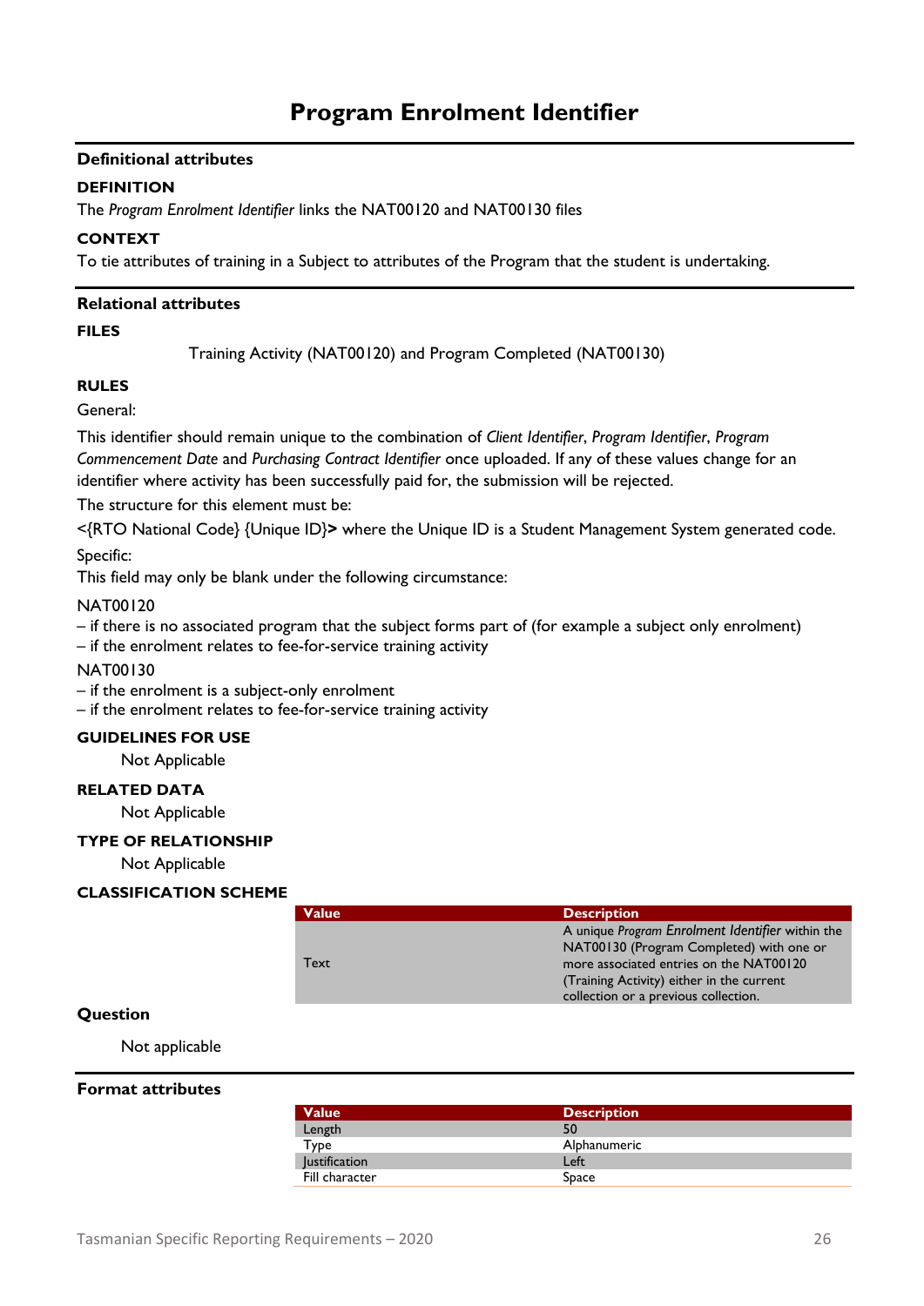# Program Enrolment Identifier

## Definitional attributes

### DEFINITION

The *Program Enrolment Identifier* links the NAT00120 and NAT00130 files

### CONTEXT

To tie attributes of training in a Subject to attributes of the Program that the student is undertaking.

## Relational attributes

### FILES

Training Activity (NAT00120) and Program Completed (NAT00130)

### RULES

General:

This identifier should remain unique to the combination of *Client Identifier*, *Program Identifier*, *Program Commencement Date* and *Purchasing Contract Identifier* once uploaded. If any of these values change for an identifier where activity has been successfully paid for, the submission will be rejected.

The structure for this element must be:

<{RTO National Code} {Unique ID}**>** where the Unique ID is a Student Management System generated code.

Specific:

This field may only be blank under the following circumstance:

NAT00120

– if there is no associated program that the subject forms part of (for example a subject only enrolment)
– if the enrolment relates to fee-for-service training activity

NAT00130

– if the enrolment is a subject-only enrolment
– if the enrolment relates to fee-for-service training activity

### GUIDELINES FOR USE

Not Applicable

### RELATED DATA

Not Applicable

### TYPE OF RELATIONSHIP

Not Applicable

### CLASSIFICATION SCHEME

| Value | Description |
|---|---|
| Text | A unique *Program Enrolment Identifier* within the NAT00130 (Program Completed) with one or more associated entries on the NAT00120 (Training Activity) either in the current collection or a previous collection. |

### Question

Not applicable

## Format attributes

| Value | Description |
|---|---|
| Length | 50 |
| Type | Alphanumeric |
| Justification | Left |
| Fill character | Space |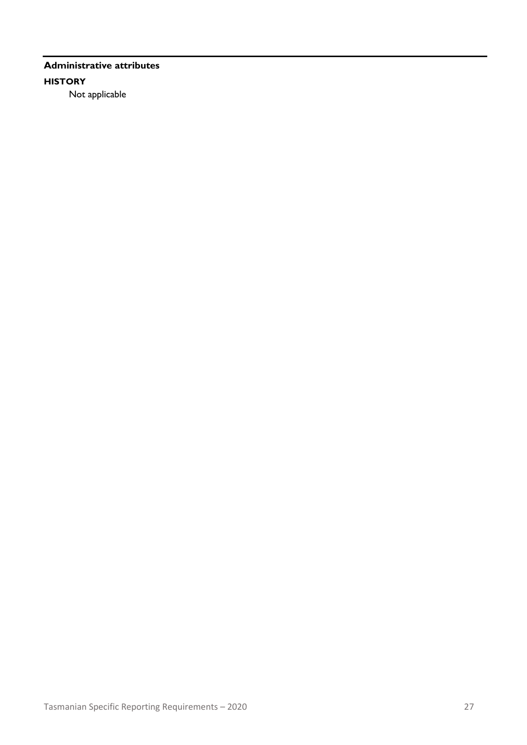**Administrative attributes**

**HISTORY**

Not applicable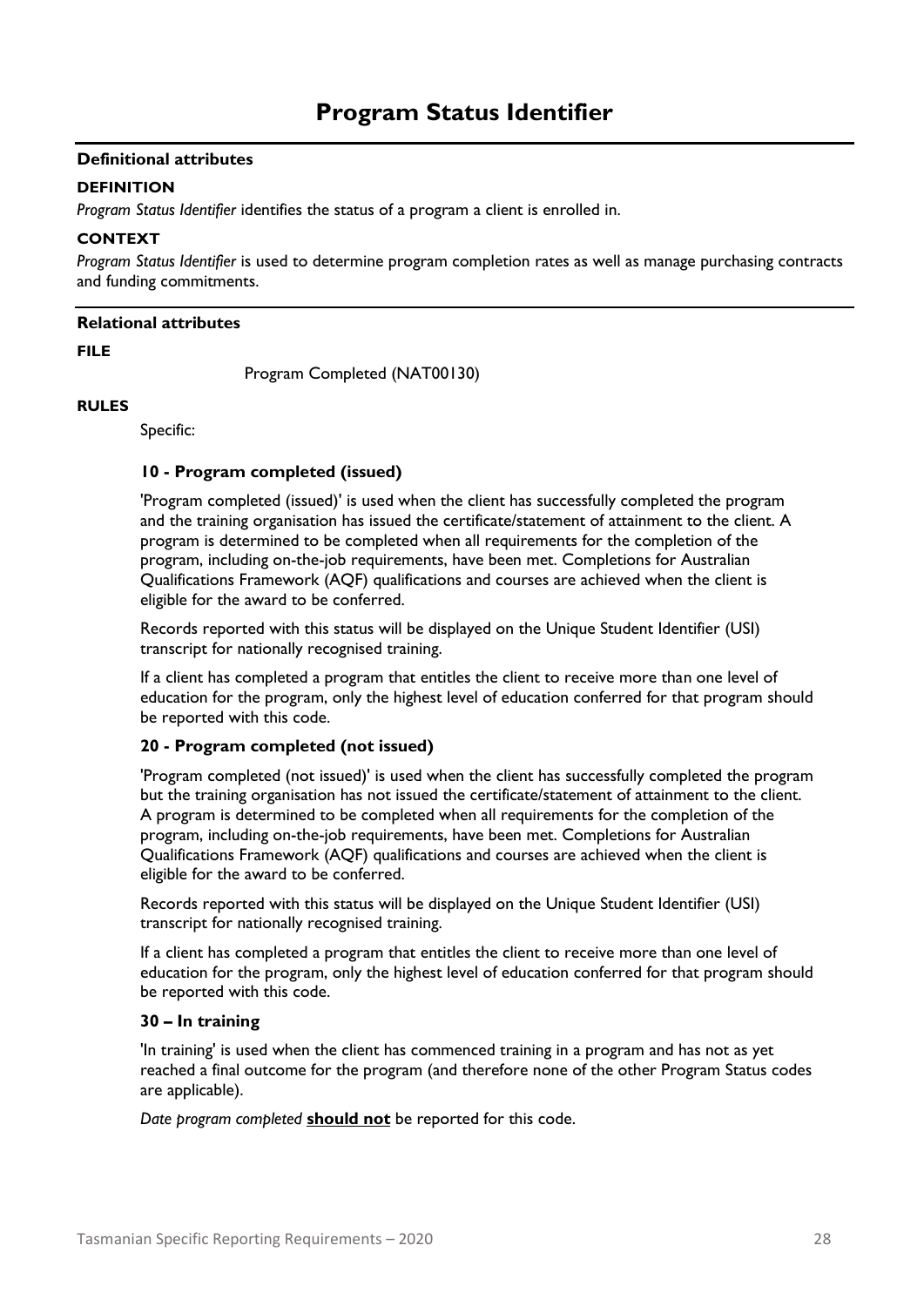# Program Status Identifier

**Definitional attributes**

**DEFINITION**

*Program Status Identifier* identifies the status of a program a client is enrolled in.

**CONTEXT**

*Program Status Identifier* is used to determine program completion rates as well as manage purchasing contracts and funding commitments.

**Relational attributes**

**FILE**

Program Completed (NAT00130)

**RULES**

Specific:

**10 - Program completed (issued)**

'Program completed (issued)' is used when the client has successfully completed the program and the training organisation has issued the certificate/statement of attainment to the client. A program is determined to be completed when all requirements for the completion of the program, including on-the-job requirements, have been met. Completions for Australian Qualifications Framework (AQF) qualifications and courses are achieved when the client is eligible for the award to be conferred.

Records reported with this status will be displayed on the Unique Student Identifier (USI) transcript for nationally recognised training.

If a client has completed a program that entitles the client to receive more than one level of education for the program, only the highest level of education conferred for that program should be reported with this code.

**20 - Program completed (not issued)**

'Program completed (not issued)' is used when the client has successfully completed the program but the training organisation has not issued the certificate/statement of attainment to the client. A program is determined to be completed when all requirements for the completion of the program, including on-the-job requirements, have been met. Completions for Australian Qualifications Framework (AQF) qualifications and courses are achieved when the client is eligible for the award to be conferred.

Records reported with this status will be displayed on the Unique Student Identifier (USI) transcript for nationally recognised training.

If a client has completed a program that entitles the client to receive more than one level of education for the program, only the highest level of education conferred for that program should be reported with this code.

**30 – In training**

'In training' is used when the client has commenced training in a program and has not as yet reached a final outcome for the program (and therefore none of the other Program Status codes are applicable).

*Date program completed* **should not** be reported for this code.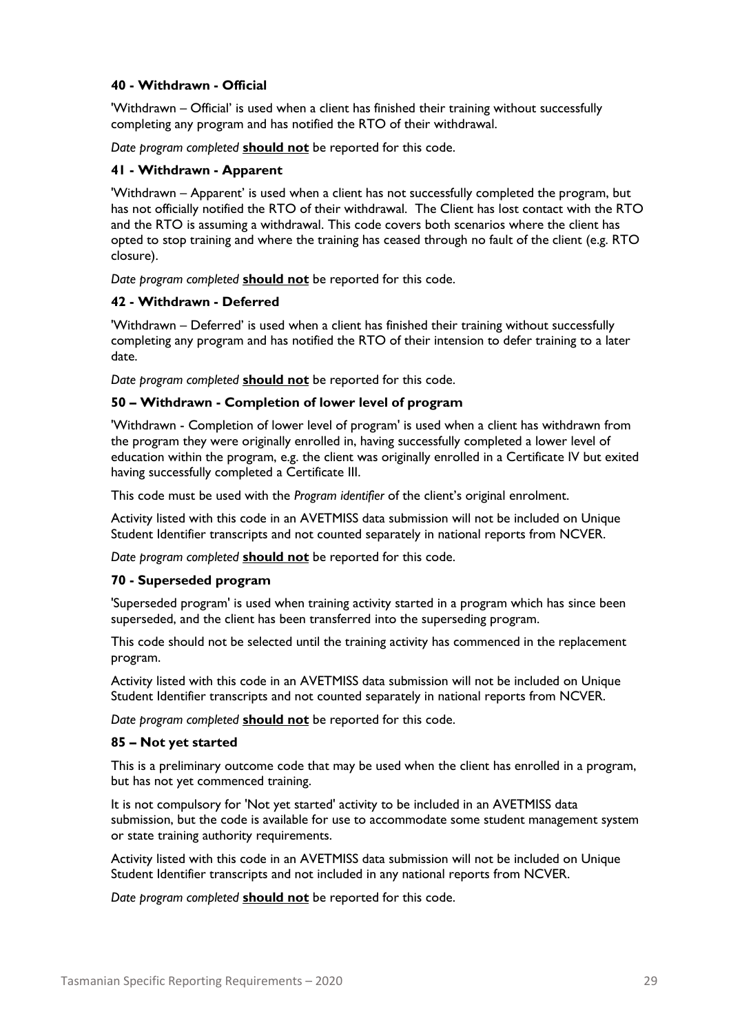**40 - Withdrawn - Official**

'Withdrawn – Official' is used when a client has finished their training without successfully completing any program and has notified the RTO of their withdrawal.

*Date program completed* **should not** be reported for this code.

**41 - Withdrawn - Apparent**

'Withdrawn – Apparent' is used when a client has not successfully completed the program, but has not officially notified the RTO of their withdrawal. The Client has lost contact with the RTO and the RTO is assuming a withdrawal. This code covers both scenarios where the client has opted to stop training and where the training has ceased through no fault of the client (e.g. RTO closure).

*Date program completed* **should not** be reported for this code.

**42 - Withdrawn - Deferred**

'Withdrawn – Deferred' is used when a client has finished their training without successfully completing any program and has notified the RTO of their intension to defer training to a later date.

*Date program completed* **should not** be reported for this code.

**50 – Withdrawn - Completion of lower level of program**

'Withdrawn - Completion of lower level of program' is used when a client has withdrawn from the program they were originally enrolled in, having successfully completed a lower level of education within the program, e.g. the client was originally enrolled in a Certificate IV but exited having successfully completed a Certificate III.

This code must be used with the *Program identifier* of the client's original enrolment.

Activity listed with this code in an AVETMISS data submission will not be included on Unique Student Identifier transcripts and not counted separately in national reports from NCVER.

*Date program completed* **should not** be reported for this code.

**70 - Superseded program**

'Superseded program' is used when training activity started in a program which has since been superseded, and the client has been transferred into the superseding program.

This code should not be selected until the training activity has commenced in the replacement program.

Activity listed with this code in an AVETMISS data submission will not be included on Unique Student Identifier transcripts and not counted separately in national reports from NCVER.

*Date program completed* **should not** be reported for this code.

**85 – Not yet started**

This is a preliminary outcome code that may be used when the client has enrolled in a program, but has not yet commenced training.

It is not compulsory for 'Not yet started' activity to be included in an AVETMISS data submission, but the code is available for use to accommodate some student management system or state training authority requirements.

Activity listed with this code in an AVETMISS data submission will not be included on Unique Student Identifier transcripts and not included in any national reports from NCVER.

*Date program completed* **should not** be reported for this code.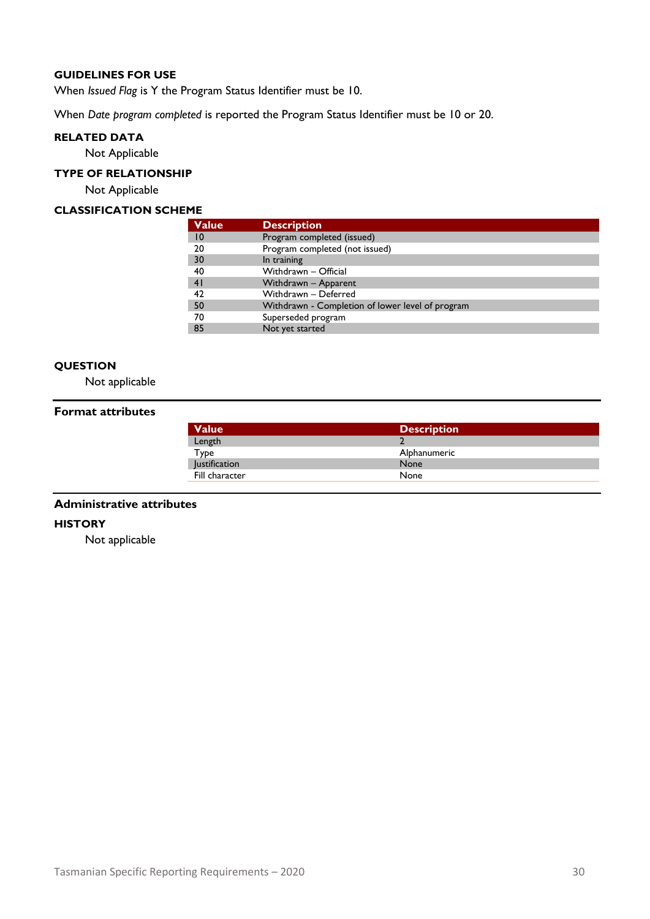#### GUIDELINES FOR USE

When *Issued Flag* is Y the Program Status Identifier must be 10.

When *Date program completed* is reported the Program Status Identifier must be 10 or 20.

#### RELATED DATA

Not Applicable

#### TYPE OF RELATIONSHIP

Not Applicable

#### CLASSIFICATION SCHEME

| Value | Description |
| --- | --- |
| 10 | Program completed (issued) |
| 20 | Program completed (not issued) |
| 30 | In training |
| 40 | Withdrawn – Official |
| 41 | Withdrawn – Apparent |
| 42 | Withdrawn – Deferred |
| 50 | Withdrawn - Completion of lower level of program |
| 70 | Superseded program |
| 85 | Not yet started |

#### QUESTION

Not applicable

### Format attributes

| Value | Description |
| --- | --- |
| Length | 2 |
| Type | Alphanumeric |
| Justification | None |
| Fill character | None |

### Administrative attributes

#### HISTORY

Not applicable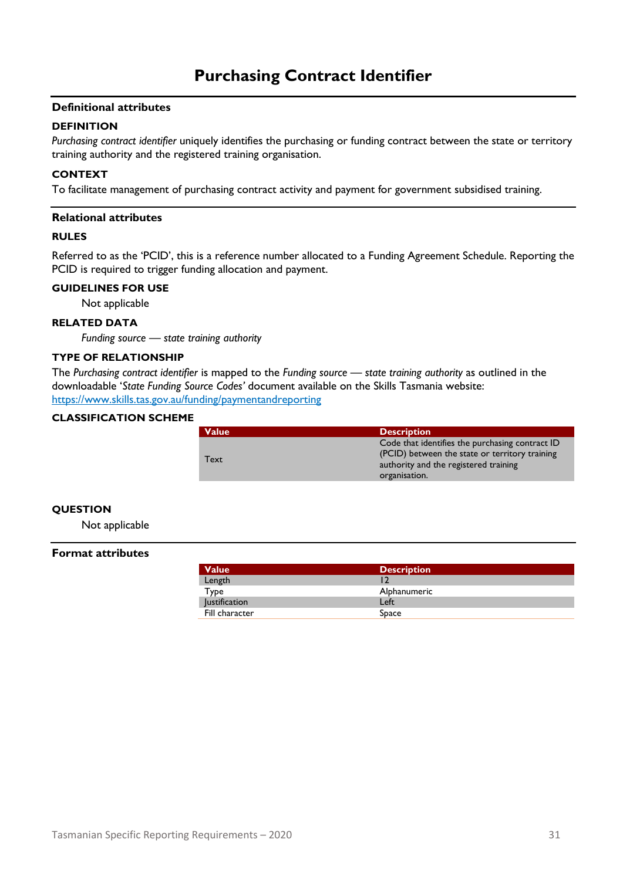# Purchasing Contract Identifier

## Definitional attributes

### DEFINITION

*Purchasing contract identifier* uniquely identifies the purchasing or funding contract between the state or territory training authority and the registered training organisation.

### CONTEXT

To facilitate management of purchasing contract activity and payment for government subsidised training.

## Relational attributes

### RULES

Referred to as the 'PCID', this is a reference number allocated to a Funding Agreement Schedule. Reporting the PCID is required to trigger funding allocation and payment.

### GUIDELINES FOR USE

Not applicable

### RELATED DATA

*Funding source — state training authority*

### TYPE OF RELATIONSHIP

The *Purchasing contract identifier* is mapped to the *Funding source — state training authority* as outlined in the downloadable '*State Funding Source Codes'* document available on the Skills Tasmania website: https://www.skills.tas.gov.au/funding/paymentandreporting

### CLASSIFICATION SCHEME

| Value | Description |
|---|---|
| Text | Code that identifies the purchasing contract ID (PCID) between the state or territory training authority and the registered training organisation. |

### QUESTION

Not applicable

## Format attributes

| Value | Description |
|---|---|
| Length | 12 |
| Type | Alphanumeric |
| Justification | Left |
| Fill character | Space |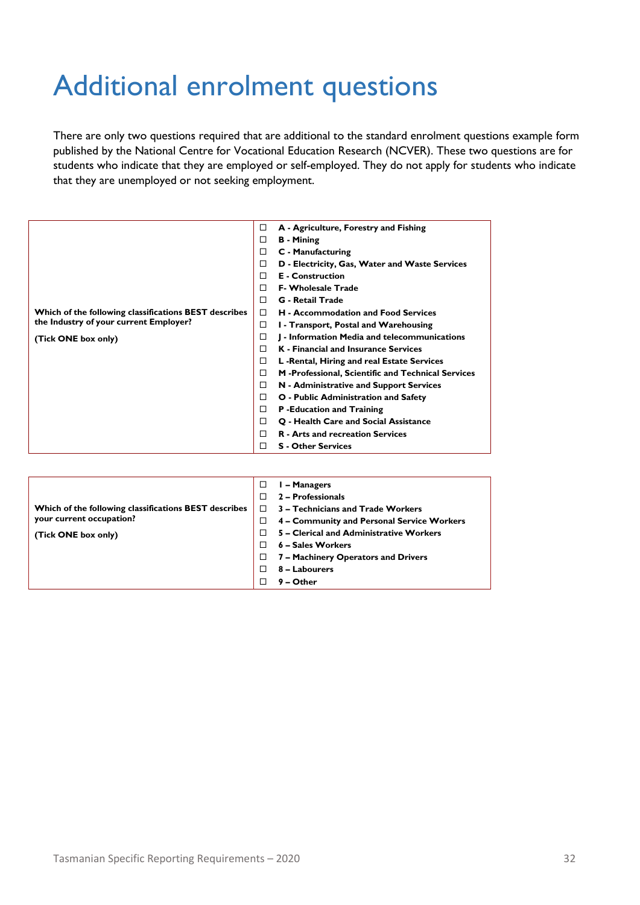# Additional enrolment questions

There are only two questions required that are additional to the standard enrolment questions example form published by the National Centre for Vocational Education Research (NCVER). These two questions are for students who indicate that they are employed or self-employed. They do not apply for students who indicate that they are unemployed or not seeking employment.

| Question | Options |
|---|---|
| **Which of the following classifications BEST describes the Industry of your current Employer?**<br><br>**(Tick ONE box only)** | ☐ **A - Agriculture, Forestry and Fishing**<br>☐ **B - Mining**<br>☐ **C - Manufacturing**<br>☐ **D - Electricity, Gas, Water and Waste Services**<br>☐ **E - Construction**<br>☐ **F- Wholesale Trade**<br>☐ **G - Retail Trade**<br>☐ **H - Accommodation and Food Services**<br>☐ **I - Transport, Postal and Warehousing**<br>☐ **J - Information Media and telecommunications**<br>☐ **K - Financial and Insurance Services**<br>☐ **L -Rental, Hiring and real Estate Services**<br>☐ **M -Professional, Scientific and Technical Services**<br>☐ **N - Administrative and Support Services**<br>☐ **O - Public Administration and Safety**<br>☐ **P -Education and Training**<br>☐ **Q - Health Care and Social Assistance**<br>☐ **R - Arts and recreation Services**<br>☐ **S - Other Services** |

| Question | Options |
|---|---|
| **Which of the following classifications BEST describes your current occupation?**<br><br>**(Tick ONE box only)** | ☐ **1 – Managers**<br>☐ **2 – Professionals**<br>☐ **3 – Technicians and Trade Workers**<br>☐ **4 – Community and Personal Service Workers**<br>☐ **5 – Clerical and Administrative Workers**<br>☐ **6 – Sales Workers**<br>☐ **7 – Machinery Operators and Drivers**<br>☐ **8 – Labourers**<br>☐ **9 – Other** |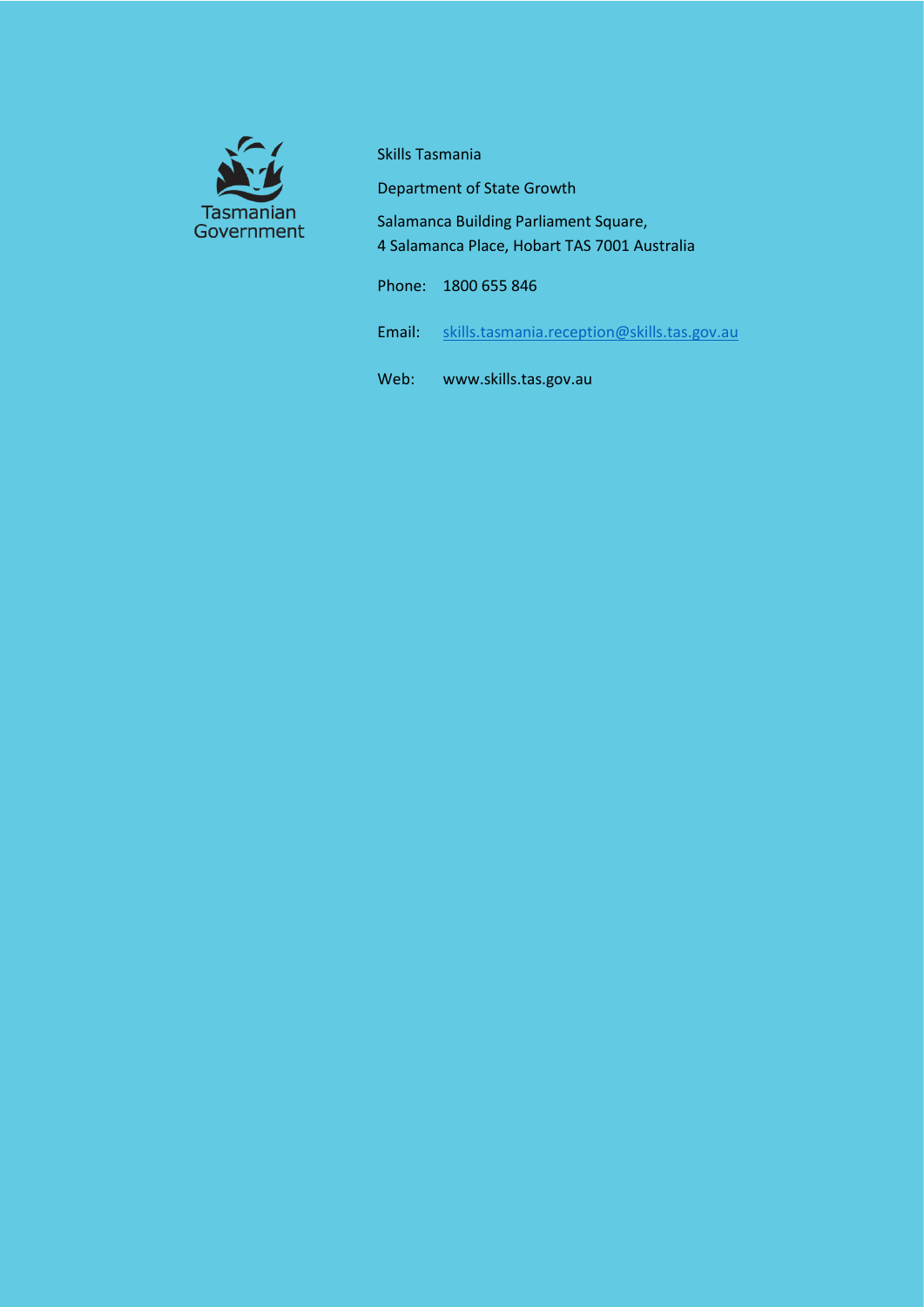Tasmanian Government

Skills Tasmania

Department of State Growth

Salamanca Building Parliament Square,
4 Salamanca Place, Hobart TAS 7001 Australia

Phone: 1800 655 846

Email: skills.tasmania.reception@skills.tas.gov.au

Web: www.skills.tas.gov.au